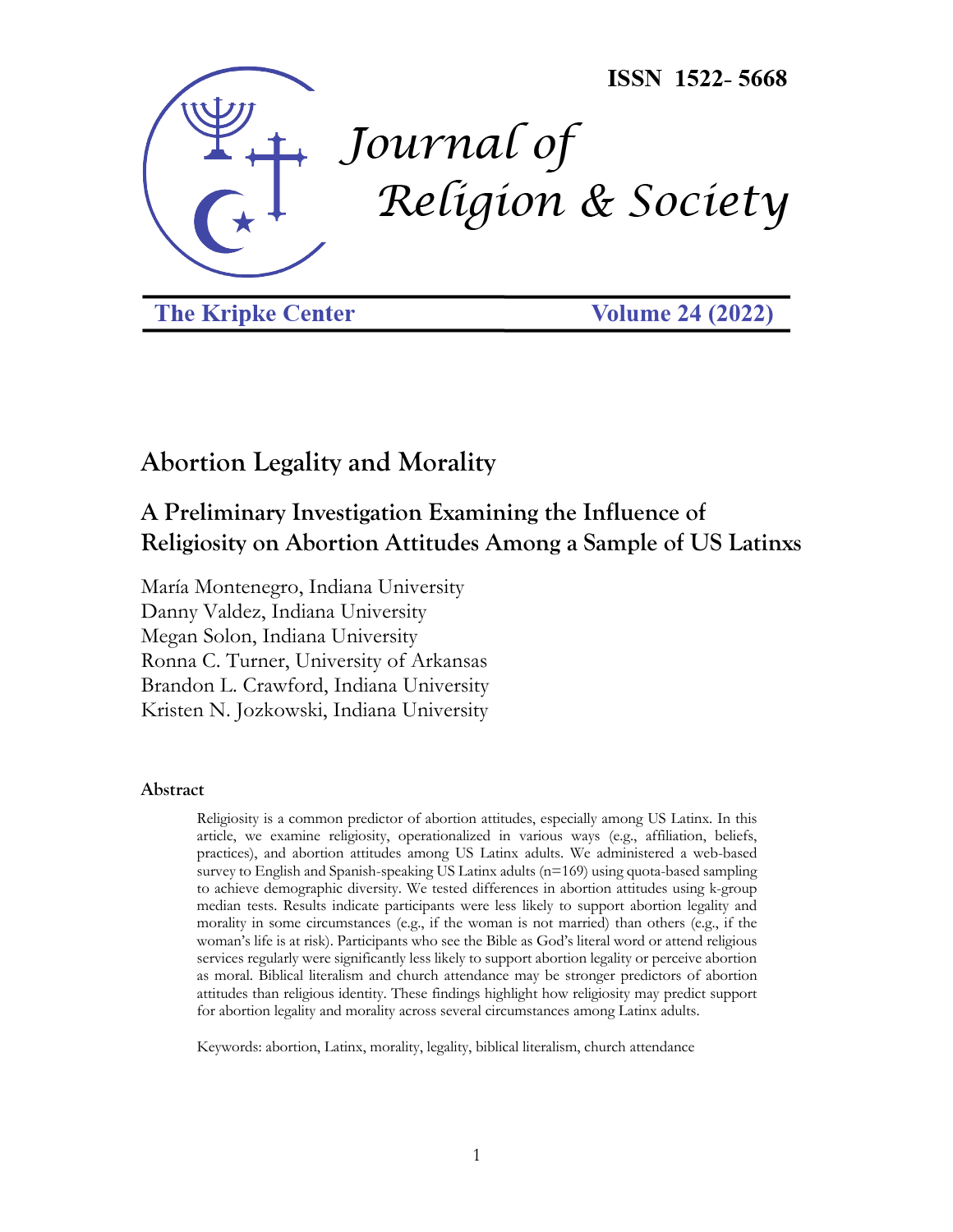ISSN 1522- 5668

# Journal of Religion & Society

The Kripke Center — Volume 24 (2022)

# Abortion Legality and Morality

## A Preliminary Investigation Examining the Influence of Religiosity on Abortion Attitudes Among a Sample of US Latinxs

María Montenegro, Indiana University
Danny Valdez, Indiana University
Megan Solon, Indiana University
Ronna C. Turner, University of Arkansas
Brandon L. Crawford, Indiana University
Kristen N. Jozkowski, Indiana University

### Abstract

Religiosity is a common predictor of abortion attitudes, especially among US Latinx. In this article, we examine religiosity, operationalized in various ways (e.g., affiliation, beliefs, practices), and abortion attitudes among US Latinx adults. We administered a web-based survey to English and Spanish-speaking US Latinx adults (n=169) using quota-based sampling to achieve demographic diversity. We tested differences in abortion attitudes using k-group median tests. Results indicate participants were less likely to support abortion legality and morality in some circumstances (e.g., if the woman is not married) than others (e.g., if the woman's life is at risk). Participants who see the Bible as God's literal word or attend religious services regularly were significantly less likely to support abortion legality or perceive abortion as moral. Biblical literalism and church attendance may be stronger predictors of abortion attitudes than religious identity. These findings highlight how religiosity may predict support for abortion legality and morality across several circumstances among Latinx adults.

Keywords: abortion, Latinx, morality, legality, biblical literalism, church attendance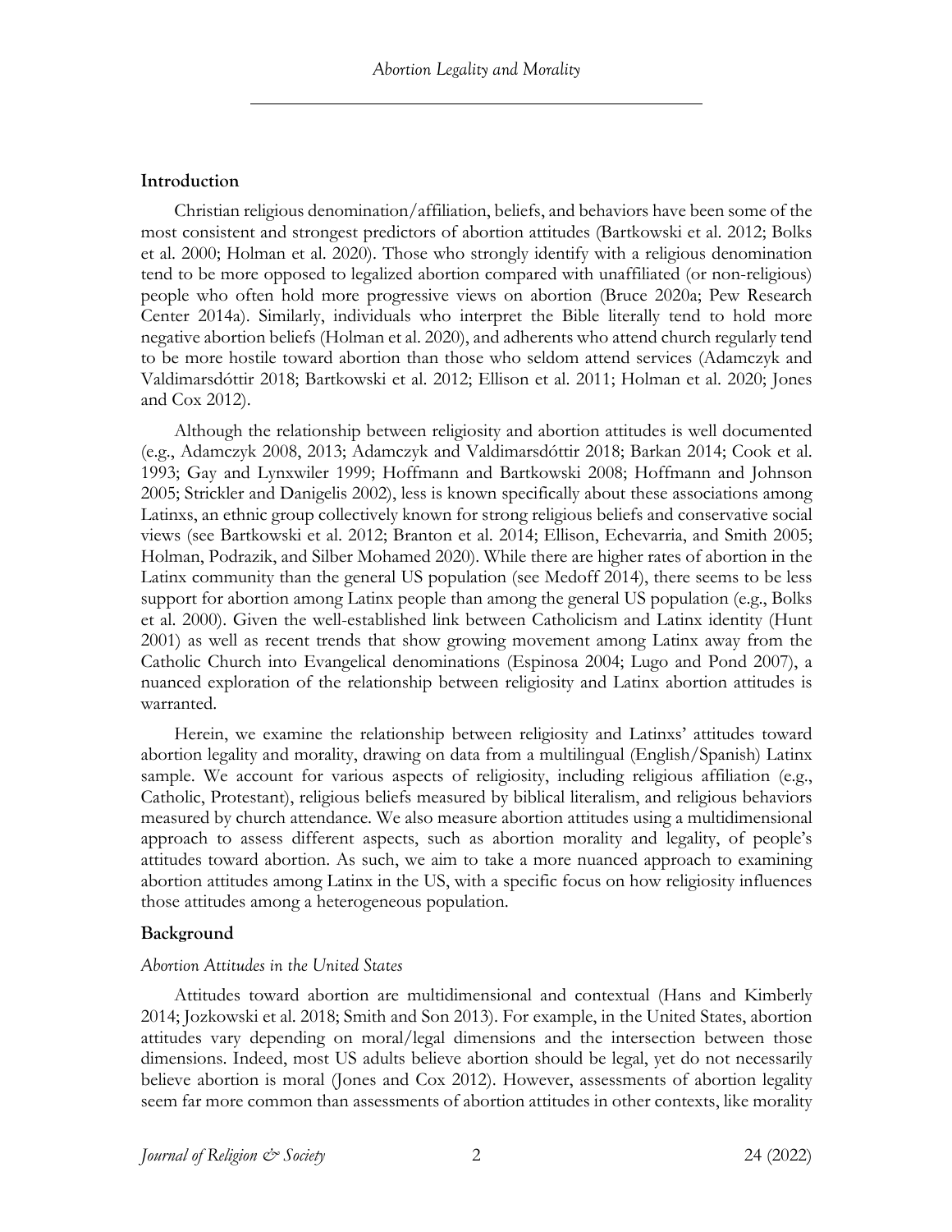## Introduction

Christian religious denomination/affiliation, beliefs, and behaviors have been some of the most consistent and strongest predictors of abortion attitudes (Bartkowski et al. 2012; Bolks et al. 2000; Holman et al. 2020). Those who strongly identify with a religious denomination tend to be more opposed to legalized abortion compared with unaffiliated (or non-religious) people who often hold more progressive views on abortion (Bruce 2020a; Pew Research Center 2014a). Similarly, individuals who interpret the Bible literally tend to hold more negative abortion beliefs (Holman et al. 2020), and adherents who attend church regularly tend to be more hostile toward abortion than those who seldom attend services (Adamczyk and Valdimarsdóttir 2018; Bartkowski et al. 2012; Ellison et al. 2011; Holman et al. 2020; Jones and Cox 2012).

Although the relationship between religiosity and abortion attitudes is well documented (e.g., Adamczyk 2008, 2013; Adamczyk and Valdimarsdóttir 2018; Barkan 2014; Cook et al. 1993; Gay and Lynxwiler 1999; Hoffmann and Bartkowski 2008; Hoffmann and Johnson 2005; Strickler and Danigelis 2002), less is known specifically about these associations among Latinxs, an ethnic group collectively known for strong religious beliefs and conservative social views (see Bartkowski et al. 2012; Branton et al. 2014; Ellison, Echevarria, and Smith 2005; Holman, Podrazik, and Silber Mohamed 2020). While there are higher rates of abortion in the Latinx community than the general US population (see Medoff 2014), there seems to be less support for abortion among Latinx people than among the general US population (e.g., Bolks et al. 2000). Given the well-established link between Catholicism and Latinx identity (Hunt 2001) as well as recent trends that show growing movement among Latinx away from the Catholic Church into Evangelical denominations (Espinosa 2004; Lugo and Pond 2007), a nuanced exploration of the relationship between religiosity and Latinx abortion attitudes is warranted.

Herein, we examine the relationship between religiosity and Latinxs' attitudes toward abortion legality and morality, drawing on data from a multilingual (English/Spanish) Latinx sample. We account for various aspects of religiosity, including religious affiliation (e.g., Catholic, Protestant), religious beliefs measured by biblical literalism, and religious behaviors measured by church attendance. We also measure abortion attitudes using a multidimensional approach to assess different aspects, such as abortion morality and legality, of people's attitudes toward abortion. As such, we aim to take a more nuanced approach to examining abortion attitudes among Latinx in the US, with a specific focus on how religiosity influences those attitudes among a heterogeneous population.

## Background

### *Abortion Attitudes in the United States*

Attitudes toward abortion are multidimensional and contextual (Hans and Kimberly 2014; Jozkowski et al. 2018; Smith and Son 2013). For example, in the United States, abortion attitudes vary depending on moral/legal dimensions and the intersection between those dimensions. Indeed, most US adults believe abortion should be legal, yet do not necessarily believe abortion is moral (Jones and Cox 2012). However, assessments of abortion legality seem far more common than assessments of abortion attitudes in other contexts, like morality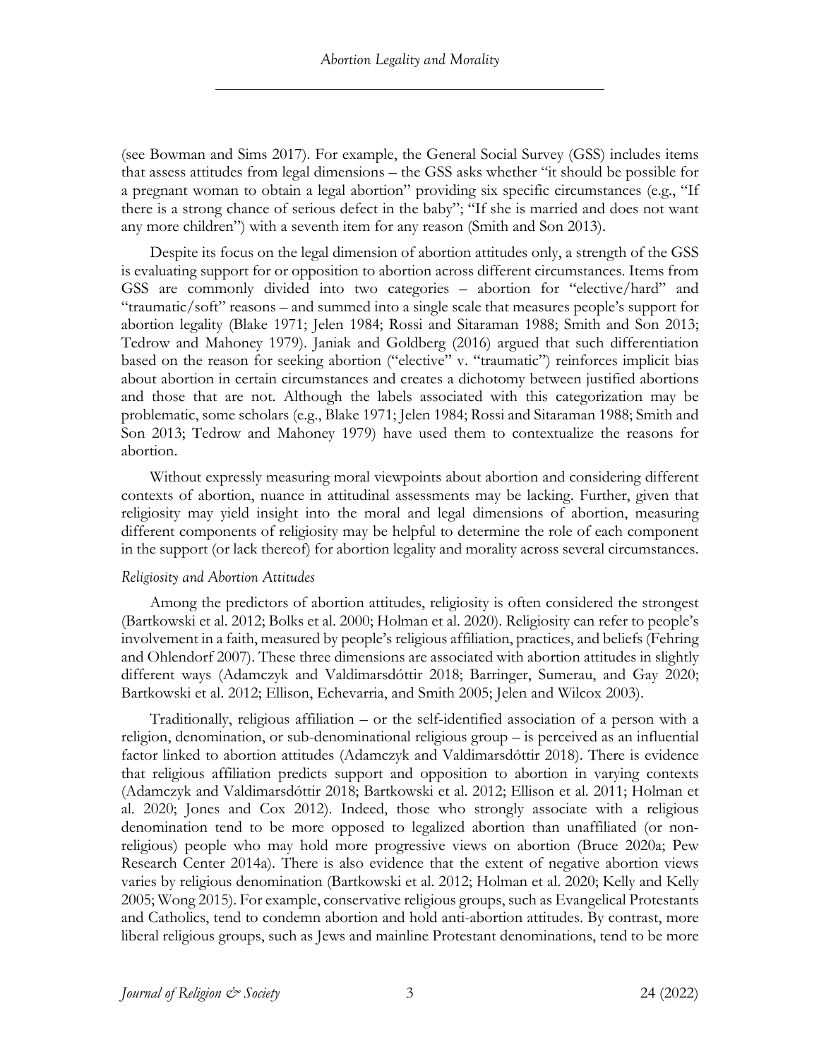(see Bowman and Sims 2017). For example, the General Social Survey (GSS) includes items that assess attitudes from legal dimensions – the GSS asks whether "it should be possible for a pregnant woman to obtain a legal abortion" providing six specific circumstances (e.g., "If there is a strong chance of serious defect in the baby"; "If she is married and does not want any more children") with a seventh item for any reason (Smith and Son 2013).

Despite its focus on the legal dimension of abortion attitudes only, a strength of the GSS is evaluating support for or opposition to abortion across different circumstances. Items from GSS are commonly divided into two categories – abortion for "elective/hard" and "traumatic/soft" reasons – and summed into a single scale that measures people's support for abortion legality (Blake 1971; Jelen 1984; Rossi and Sitaraman 1988; Smith and Son 2013; Tedrow and Mahoney 1979). Janiak and Goldberg (2016) argued that such differentiation based on the reason for seeking abortion ("elective" v. "traumatic") reinforces implicit bias about abortion in certain circumstances and creates a dichotomy between justified abortions and those that are not. Although the labels associated with this categorization may be problematic, some scholars (e.g., Blake 1971; Jelen 1984; Rossi and Sitaraman 1988; Smith and Son 2013; Tedrow and Mahoney 1979) have used them to contextualize the reasons for abortion.

Without expressly measuring moral viewpoints about abortion and considering different contexts of abortion, nuance in attitudinal assessments may be lacking. Further, given that religiosity may yield insight into the moral and legal dimensions of abortion, measuring different components of religiosity may be helpful to determine the role of each component in the support (or lack thereof) for abortion legality and morality across several circumstances.

### *Religiosity and Abortion Attitudes*

Among the predictors of abortion attitudes, religiosity is often considered the strongest (Bartkowski et al. 2012; Bolks et al. 2000; Holman et al. 2020). Religiosity can refer to people's involvement in a faith, measured by people's religious affiliation, practices, and beliefs (Fehring and Ohlendorf 2007). These three dimensions are associated with abortion attitudes in slightly different ways (Adamczyk and Valdimarsdóttir 2018; Barringer, Sumerau, and Gay 2020; Bartkowski et al. 2012; Ellison, Echevarria, and Smith 2005; Jelen and Wilcox 2003).

Traditionally, religious affiliation – or the self-identified association of a person with a religion, denomination, or sub-denominational religious group – is perceived as an influential factor linked to abortion attitudes (Adamczyk and Valdimarsdóttir 2018). There is evidence that religious affiliation predicts support and opposition to abortion in varying contexts (Adamczyk and Valdimarsdóttir 2018; Bartkowski et al. 2012; Ellison et al. 2011; Holman et al. 2020; Jones and Cox 2012). Indeed, those who strongly associate with a religious denomination tend to be more opposed to legalized abortion than unaffiliated (or non-religious) people who may hold more progressive views on abortion (Bruce 2020a; Pew Research Center 2014a). There is also evidence that the extent of negative abortion views varies by religious denomination (Bartkowski et al. 2012; Holman et al. 2020; Kelly and Kelly 2005; Wong 2015). For example, conservative religious groups, such as Evangelical Protestants and Catholics, tend to condemn abortion and hold anti-abortion attitudes. By contrast, more liberal religious groups, such as Jews and mainline Protestant denominations, tend to be more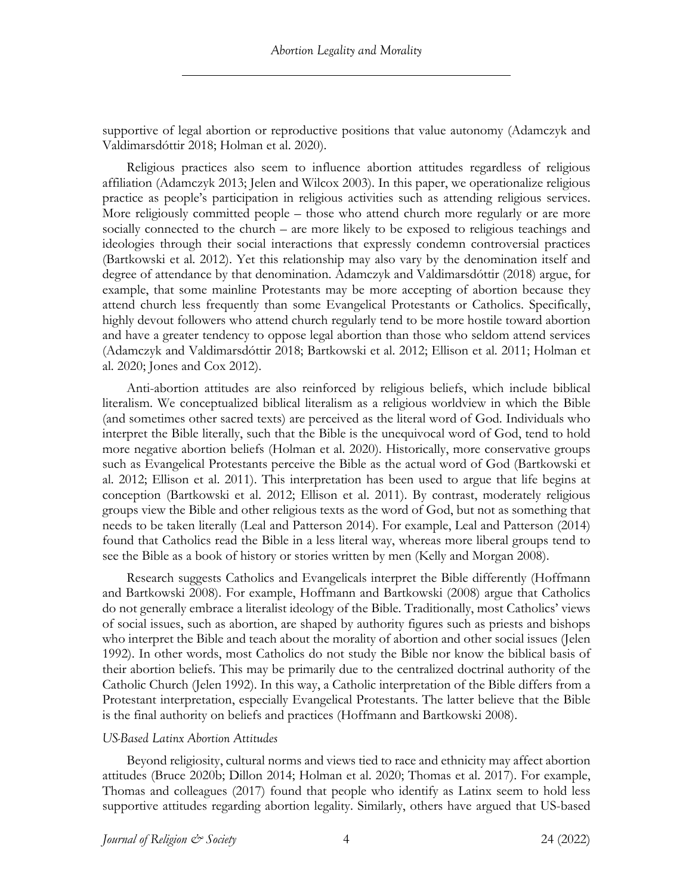supportive of legal abortion or reproductive positions that value autonomy (Adamczyk and Valdimarsdóttir 2018; Holman et al. 2020).

Religious practices also seem to influence abortion attitudes regardless of religious affiliation (Adamczyk 2013; Jelen and Wilcox 2003). In this paper, we operationalize religious practice as people's participation in religious activities such as attending religious services. More religiously committed people – those who attend church more regularly or are more socially connected to the church – are more likely to be exposed to religious teachings and ideologies through their social interactions that expressly condemn controversial practices (Bartkowski et al. 2012). Yet this relationship may also vary by the denomination itself and degree of attendance by that denomination. Adamczyk and Valdimarsdóttir (2018) argue, for example, that some mainline Protestants may be more accepting of abortion because they attend church less frequently than some Evangelical Protestants or Catholics. Specifically, highly devout followers who attend church regularly tend to be more hostile toward abortion and have a greater tendency to oppose legal abortion than those who seldom attend services (Adamczyk and Valdimarsdóttir 2018; Bartkowski et al. 2012; Ellison et al. 2011; Holman et al. 2020; Jones and Cox 2012).

Anti-abortion attitudes are also reinforced by religious beliefs, which include biblical literalism. We conceptualized biblical literalism as a religious worldview in which the Bible (and sometimes other sacred texts) are perceived as the literal word of God. Individuals who interpret the Bible literally, such that the Bible is the unequivocal word of God, tend to hold more negative abortion beliefs (Holman et al. 2020). Historically, more conservative groups such as Evangelical Protestants perceive the Bible as the actual word of God (Bartkowski et al. 2012; Ellison et al. 2011). This interpretation has been used to argue that life begins at conception (Bartkowski et al. 2012; Ellison et al. 2011). By contrast, moderately religious groups view the Bible and other religious texts as the word of God, but not as something that needs to be taken literally (Leal and Patterson 2014). For example, Leal and Patterson (2014) found that Catholics read the Bible in a less literal way, whereas more liberal groups tend to see the Bible as a book of history or stories written by men (Kelly and Morgan 2008).

Research suggests Catholics and Evangelicals interpret the Bible differently (Hoffmann and Bartkowski 2008). For example, Hoffmann and Bartkowski (2008) argue that Catholics do not generally embrace a literalist ideology of the Bible. Traditionally, most Catholics' views of social issues, such as abortion, are shaped by authority figures such as priests and bishops who interpret the Bible and teach about the morality of abortion and other social issues (Jelen 1992). In other words, most Catholics do not study the Bible nor know the biblical basis of their abortion beliefs. This may be primarily due to the centralized doctrinal authority of the Catholic Church (Jelen 1992). In this way, a Catholic interpretation of the Bible differs from a Protestant interpretation, especially Evangelical Protestants. The latter believe that the Bible is the final authority on beliefs and practices (Hoffmann and Bartkowski 2008).

### *US-Based Latinx Abortion Attitudes*

Beyond religiosity, cultural norms and views tied to race and ethnicity may affect abortion attitudes (Bruce 2020b; Dillon 2014; Holman et al. 2020; Thomas et al. 2017). For example, Thomas and colleagues (2017) found that people who identify as Latinx seem to hold less supportive attitudes regarding abortion legality. Similarly, others have argued that US-based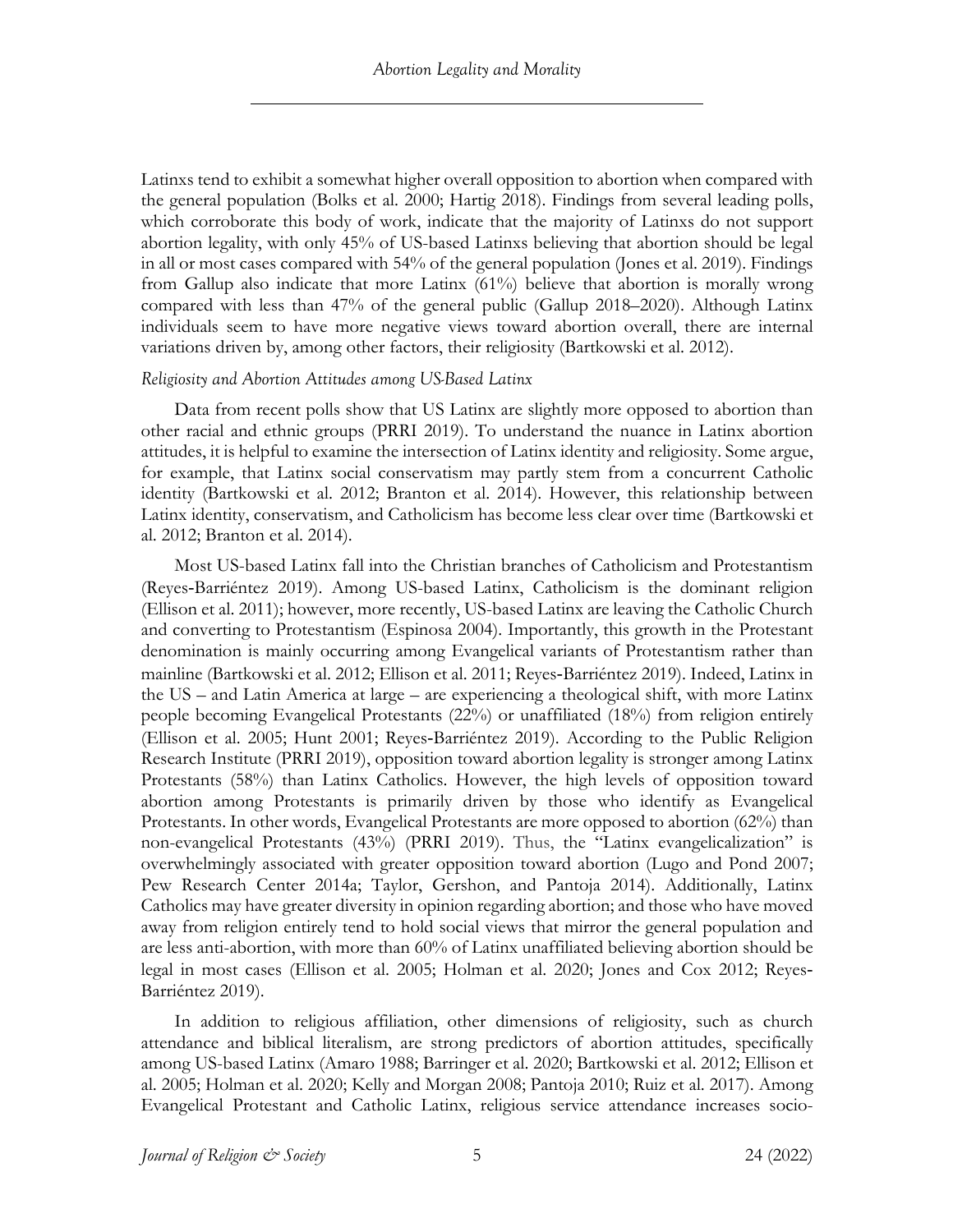Latinxs tend to exhibit a somewhat higher overall opposition to abortion when compared with the general population (Bolks et al. 2000; Hartig 2018). Findings from several leading polls, which corroborate this body of work, indicate that the majority of Latinxs do not support abortion legality, with only 45% of US-based Latinxs believing that abortion should be legal in all or most cases compared with 54% of the general population (Jones et al. 2019). Findings from Gallup also indicate that more Latinx (61%) believe that abortion is morally wrong compared with less than 47% of the general public (Gallup 2018–2020). Although Latinx individuals seem to have more negative views toward abortion overall, there are internal variations driven by, among other factors, their religiosity (Bartkowski et al. 2012).

*Religiosity and Abortion Attitudes among US-Based Latinx*

Data from recent polls show that US Latinx are slightly more opposed to abortion than other racial and ethnic groups (PRRI 2019). To understand the nuance in Latinx abortion attitudes, it is helpful to examine the intersection of Latinx identity and religiosity. Some argue, for example, that Latinx social conservatism may partly stem from a concurrent Catholic identity (Bartkowski et al. 2012; Branton et al. 2014). However, this relationship between Latinx identity, conservatism, and Catholicism has become less clear over time (Bartkowski et al. 2012; Branton et al. 2014).

Most US-based Latinx fall into the Christian branches of Catholicism and Protestantism (Reyes-Barriéntez 2019). Among US-based Latinx, Catholicism is the dominant religion (Ellison et al. 2011); however, more recently, US-based Latinx are leaving the Catholic Church and converting to Protestantism (Espinosa 2004). Importantly, this growth in the Protestant denomination is mainly occurring among Evangelical variants of Protestantism rather than mainline (Bartkowski et al. 2012; Ellison et al. 2011; Reyes-Barriéntez 2019). Indeed, Latinx in the US – and Latin America at large – are experiencing a theological shift, with more Latinx people becoming Evangelical Protestants (22%) or unaffiliated (18%) from religion entirely (Ellison et al. 2005; Hunt 2001; Reyes-Barriéntez 2019). According to the Public Religion Research Institute (PRRI 2019), opposition toward abortion legality is stronger among Latinx Protestants (58%) than Latinx Catholics. However, the high levels of opposition toward abortion among Protestants is primarily driven by those who identify as Evangelical Protestants. In other words, Evangelical Protestants are more opposed to abortion (62%) than non-evangelical Protestants (43%) (PRRI 2019). Thus, the "Latinx evangelicalization" is overwhelmingly associated with greater opposition toward abortion (Lugo and Pond 2007; Pew Research Center 2014a; Taylor, Gershon, and Pantoja 2014). Additionally, Latinx Catholics may have greater diversity in opinion regarding abortion; and those who have moved away from religion entirely tend to hold social views that mirror the general population and are less anti-abortion, with more than 60% of Latinx unaffiliated believing abortion should be legal in most cases (Ellison et al. 2005; Holman et al. 2020; Jones and Cox 2012; Reyes-Barriéntez 2019).

In addition to religious affiliation, other dimensions of religiosity, such as church attendance and biblical literalism, are strong predictors of abortion attitudes, specifically among US-based Latinx (Amaro 1988; Barringer et al. 2020; Bartkowski et al. 2012; Ellison et al. 2005; Holman et al. 2020; Kelly and Morgan 2008; Pantoja 2010; Ruiz et al. 2017). Among Evangelical Protestant and Catholic Latinx, religious service attendance increases socio-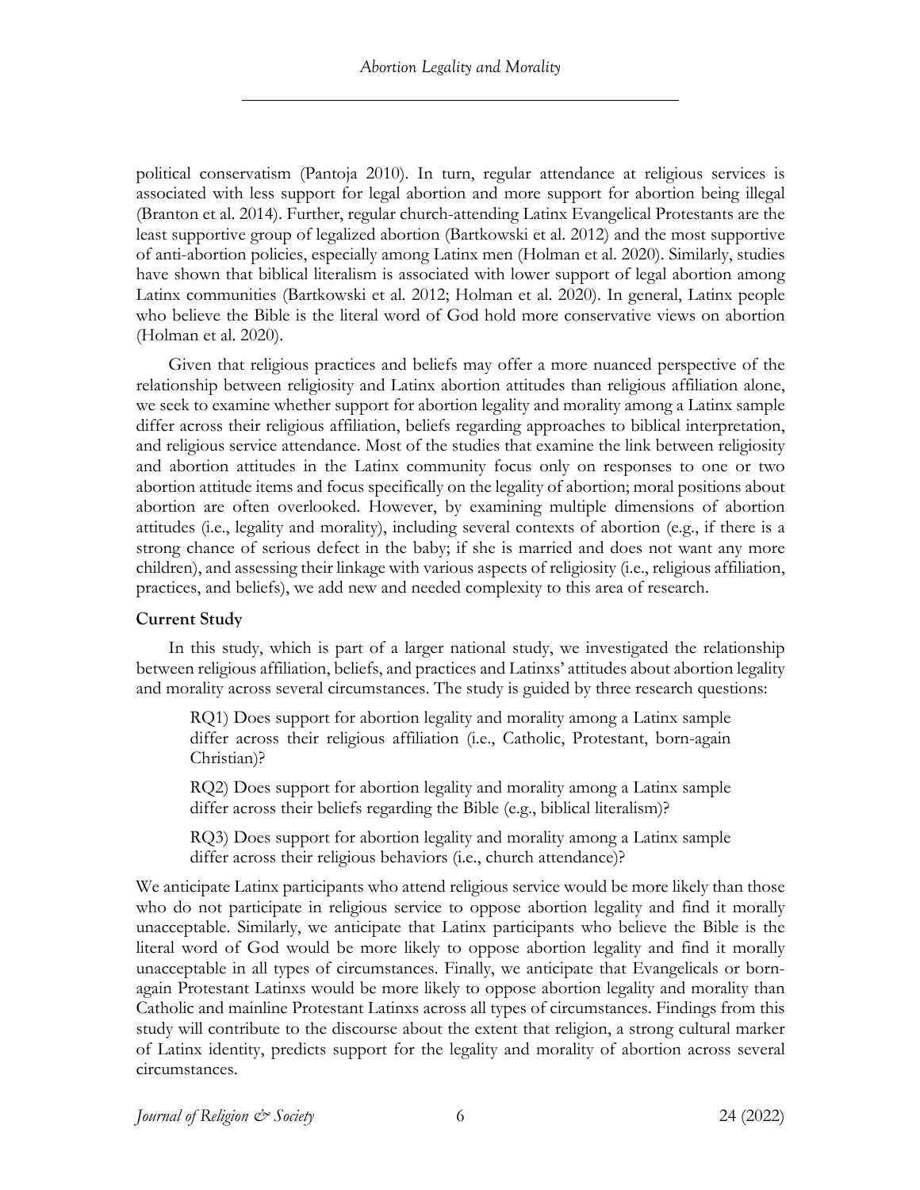political conservatism (Pantoja 2010). In turn, regular attendance at religious services is associated with less support for legal abortion and more support for abortion being illegal (Branton et al. 2014). Further, regular church-attending Latinx Evangelical Protestants are the least supportive group of legalized abortion (Bartkowski et al. 2012) and the most supportive of anti-abortion policies, especially among Latinx men (Holman et al. 2020). Similarly, studies have shown that biblical literalism is associated with lower support of legal abortion among Latinx communities (Bartkowski et al. 2012; Holman et al. 2020). In general, Latinx people who believe the Bible is the literal word of God hold more conservative views on abortion (Holman et al. 2020).

Given that religious practices and beliefs may offer a more nuanced perspective of the relationship between religiosity and Latinx abortion attitudes than religious affiliation alone, we seek to examine whether support for abortion legality and morality among a Latinx sample differ across their religious affiliation, beliefs regarding approaches to biblical interpretation, and religious service attendance. Most of the studies that examine the link between religiosity and abortion attitudes in the Latinx community focus only on responses to one or two abortion attitude items and focus specifically on the legality of abortion; moral positions about abortion are often overlooked. However, by examining multiple dimensions of abortion attitudes (i.e., legality and morality), including several contexts of abortion (e.g., if there is a strong chance of serious defect in the baby; if she is married and does not want any more children), and assessing their linkage with various aspects of religiosity (i.e., religious affiliation, practices, and beliefs), we add new and needed complexity to this area of research.

### Current Study

In this study, which is part of a larger national study, we investigated the relationship between religious affiliation, beliefs, and practices and Latinxs' attitudes about abortion legality and morality across several circumstances. The study is guided by three research questions:

> RQ1) Does support for abortion legality and morality among a Latinx sample differ across their religious affiliation (i.e., Catholic, Protestant, born-again Christian)?
>
> RQ2) Does support for abortion legality and morality among a Latinx sample differ across their beliefs regarding the Bible (e.g., biblical literalism)?
>
> RQ3) Does support for abortion legality and morality among a Latinx sample differ across their religious behaviors (i.e., church attendance)?

We anticipate Latinx participants who attend religious service would be more likely than those who do not participate in religious service to oppose abortion legality and find it morally unacceptable. Similarly, we anticipate that Latinx participants who believe the Bible is the literal word of God would be more likely to oppose abortion legality and find it morally unacceptable in all types of circumstances. Finally, we anticipate that Evangelicals or born-again Protestant Latinxs would be more likely to oppose abortion legality and morality than Catholic and mainline Protestant Latinxs across all types of circumstances. Findings from this study will contribute to the discourse about the extent that religion, a strong cultural marker of Latinx identity, predicts support for the legality and morality of abortion across several circumstances.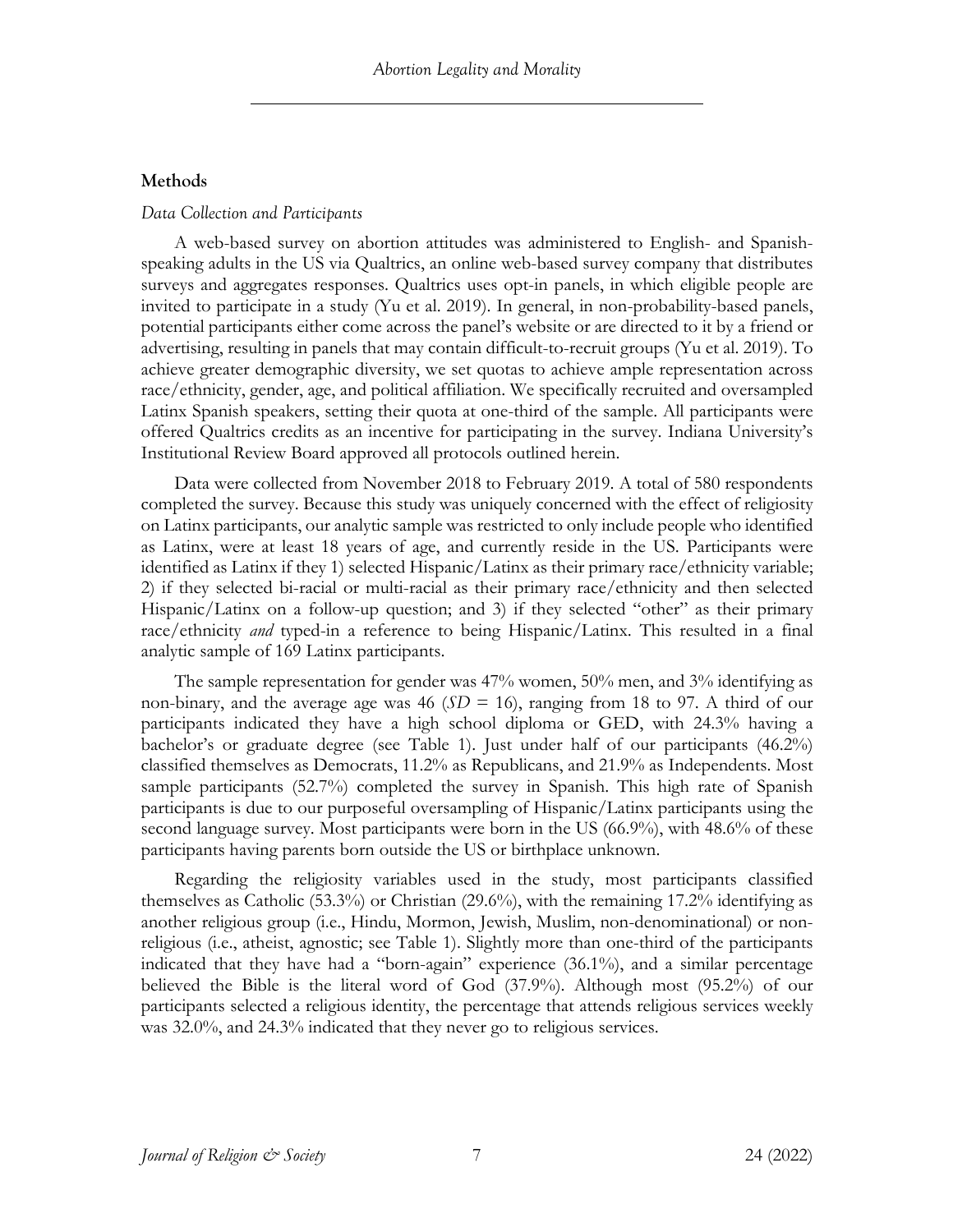## Methods

### *Data Collection and Participants*

A web-based survey on abortion attitudes was administered to English- and Spanish-speaking adults in the US via Qualtrics, an online web-based survey company that distributes surveys and aggregates responses. Qualtrics uses opt-in panels, in which eligible people are invited to participate in a study (Yu et al. 2019). In general, in non-probability-based panels, potential participants either come across the panel's website or are directed to it by a friend or advertising, resulting in panels that may contain difficult-to-recruit groups (Yu et al. 2019). To achieve greater demographic diversity, we set quotas to achieve ample representation across race/ethnicity, gender, age, and political affiliation. We specifically recruited and oversampled Latinx Spanish speakers, setting their quota at one-third of the sample. All participants were offered Qualtrics credits as an incentive for participating in the survey. Indiana University's Institutional Review Board approved all protocols outlined herein.

Data were collected from November 2018 to February 2019. A total of 580 respondents completed the survey. Because this study was uniquely concerned with the effect of religiosity on Latinx participants, our analytic sample was restricted to only include people who identified as Latinx, were at least 18 years of age, and currently reside in the US. Participants were identified as Latinx if they 1) selected Hispanic/Latinx as their primary race/ethnicity variable; 2) if they selected bi-racial or multi-racial as their primary race/ethnicity and then selected Hispanic/Latinx on a follow-up question; and 3) if they selected "other" as their primary race/ethnicity *and* typed-in a reference to being Hispanic/Latinx. This resulted in a final analytic sample of 169 Latinx participants.

The sample representation for gender was 47% women, 50% men, and 3% identifying as non-binary, and the average age was 46 (*SD* = 16), ranging from 18 to 97. A third of our participants indicated they have a high school diploma or GED, with 24.3% having a bachelor's or graduate degree (see Table 1). Just under half of our participants (46.2%) classified themselves as Democrats, 11.2% as Republicans, and 21.9% as Independents. Most sample participants (52.7%) completed the survey in Spanish. This high rate of Spanish participants is due to our purposeful oversampling of Hispanic/Latinx participants using the second language survey. Most participants were born in the US (66.9%), with 48.6% of these participants having parents born outside the US or birthplace unknown.

Regarding the religiosity variables used in the study, most participants classified themselves as Catholic (53.3%) or Christian (29.6%), with the remaining 17.2% identifying as another religious group (i.e., Hindu, Mormon, Jewish, Muslim, non-denominational) or non-religious (i.e., atheist, agnostic; see Table 1). Slightly more than one-third of the participants indicated that they have had a "born-again" experience (36.1%), and a similar percentage believed the Bible is the literal word of God (37.9%). Although most (95.2%) of our participants selected a religious identity, the percentage that attends religious services weekly was 32.0%, and 24.3% indicated that they never go to religious services.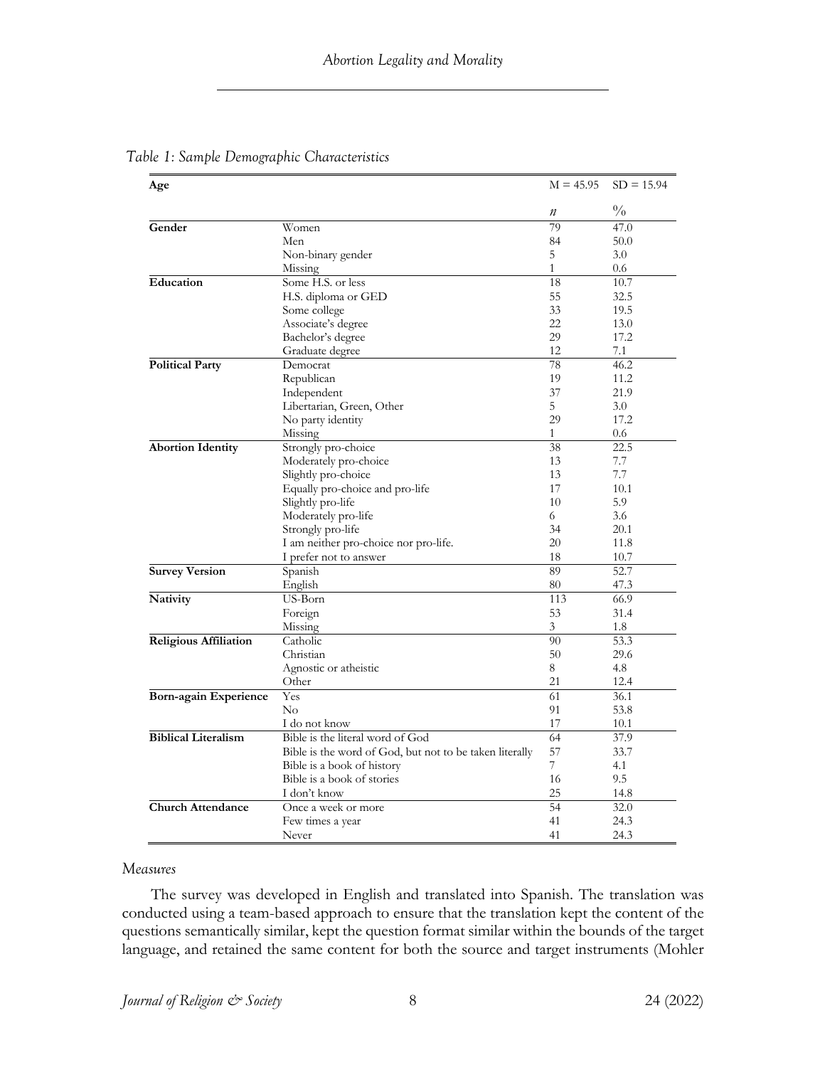*Table 1: Sample Demographic Characteristics*

| **Age** | | M = 45.95 | SD = 15.94 |
|---|---|---|---|
| | | *n* | % |
| **Gender** | Women | 79 | 47.0 |
| | Men | 84 | 50.0 |
| | Non-binary gender | 5 | 3.0 |
| | Missing | 1 | 0.6 |
| **Education** | Some H.S. or less | 18 | 10.7 |
| | H.S. diploma or GED | 55 | 32.5 |
| | Some college | 33 | 19.5 |
| | Associate's degree | 22 | 13.0 |
| | Bachelor's degree | 29 | 17.2 |
| | Graduate degree | 12 | 7.1 |
| **Political Party** | Democrat | 78 | 46.2 |
| | Republican | 19 | 11.2 |
| | Independent | 37 | 21.9 |
| | Libertarian, Green, Other | 5 | 3.0 |
| | No party identity | 29 | 17.2 |
| | Missing | 1 | 0.6 |
| **Abortion Identity** | Strongly pro-choice | 38 | 22.5 |
| | Moderately pro-choice | 13 | 7.7 |
| | Slightly pro-choice | 13 | 7.7 |
| | Equally pro-choice and pro-life | 17 | 10.1 |
| | Slightly pro-life | 10 | 5.9 |
| | Moderately pro-life | 6 | 3.6 |
| | Strongly pro-life | 34 | 20.1 |
| | I am neither pro-choice nor pro-life. | 20 | 11.8 |
| | I prefer not to answer | 18 | 10.7 |
| **Survey Version** | Spanish | 89 | 52.7 |
| | English | 80 | 47.3 |
| **Nativity** | US-Born | 113 | 66.9 |
| | Foreign | 53 | 31.4 |
| | Missing | 3 | 1.8 |
| **Religious Affiliation** | Catholic | 90 | 53.3 |
| | Christian | 50 | 29.6 |
| | Agnostic or atheistic | 8 | 4.8 |
| | Other | 21 | 12.4 |
| **Born-again Experience** | Yes | 61 | 36.1 |
| | No | 91 | 53.8 |
| | I do not know | 17 | 10.1 |
| **Biblical Literalism** | Bible is the literal word of God | 64 | 37.9 |
| | Bible is the word of God, but not to be taken literally | 57 | 33.7 |
| | Bible is a book of history | 7 | 4.1 |
| | Bible is a book of stories | 16 | 9.5 |
| | I don't know | 25 | 14.8 |
| **Church Attendance** | Once a week or more | 54 | 32.0 |
| | Few times a year | 41 | 24.3 |
| | Never | 41 | 24.3 |

### *Measures*

The survey was developed in English and translated into Spanish. The translation was conducted using a team-based approach to ensure that the translation kept the content of the questions semantically similar, kept the question format similar within the bounds of the target language, and retained the same content for both the source and target instruments (Mohler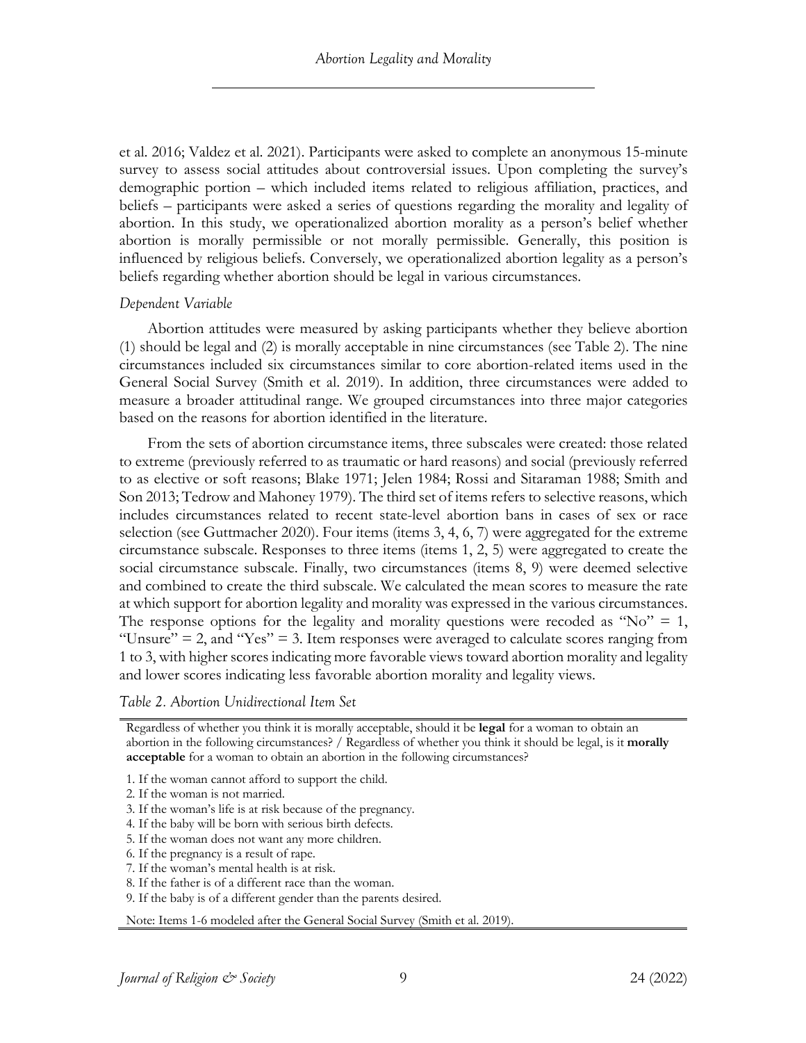et al. 2016; Valdez et al. 2021). Participants were asked to complete an anonymous 15-minute survey to assess social attitudes about controversial issues. Upon completing the survey's demographic portion – which included items related to religious affiliation, practices, and beliefs – participants were asked a series of questions regarding the morality and legality of abortion. In this study, we operationalized abortion morality as a person's belief whether abortion is morally permissible or not morally permissible. Generally, this position is influenced by religious beliefs. Conversely, we operationalized abortion legality as a person's beliefs regarding whether abortion should be legal in various circumstances.

### *Dependent Variable*

Abortion attitudes were measured by asking participants whether they believe abortion (1) should be legal and (2) is morally acceptable in nine circumstances (see Table 2). The nine circumstances included six circumstances similar to core abortion-related items used in the General Social Survey (Smith et al. 2019). In addition, three circumstances were added to measure a broader attitudinal range. We grouped circumstances into three major categories based on the reasons for abortion identified in the literature.

From the sets of abortion circumstance items, three subscales were created: those related to extreme (previously referred to as traumatic or hard reasons) and social (previously referred to as elective or soft reasons; Blake 1971; Jelen 1984; Rossi and Sitaraman 1988; Smith and Son 2013; Tedrow and Mahoney 1979). The third set of items refers to selective reasons, which includes circumstances related to recent state-level abortion bans in cases of sex or race selection (see Guttmacher 2020). Four items (items 3, 4, 6, 7) were aggregated for the extreme circumstance subscale. Responses to three items (items 1, 2, 5) were aggregated to create the social circumstance subscale. Finally, two circumstances (items 8, 9) were deemed selective and combined to create the third subscale. We calculated the mean scores to measure the rate at which support for abortion legality and morality was expressed in the various circumstances. The response options for the legality and morality questions were recoded as "No" = 1, "Unsure" = 2, and "Yes" = 3. Item responses were averaged to calculate scores ranging from 1 to 3, with higher scores indicating more favorable views toward abortion morality and legality and lower scores indicating less favorable abortion morality and legality views.

*Table 2. Abortion Unidirectional Item Set*

Regardless of whether you think it is morally acceptable, should it be **legal** for a woman to obtain an abortion in the following circumstances? / Regardless of whether you think it should be legal, is it **morally acceptable** for a woman to obtain an abortion in the following circumstances?

1. If the woman cannot afford to support the child.
2. If the woman is not married.
3. If the woman's life is at risk because of the pregnancy.
4. If the baby will be born with serious birth defects.
5. If the woman does not want any more children.
6. If the pregnancy is a result of rape.
7. If the woman's mental health is at risk.
8. If the father is of a different race than the woman.
9. If the baby is of a different gender than the parents desired.

Note: Items 1-6 modeled after the General Social Survey (Smith et al. 2019).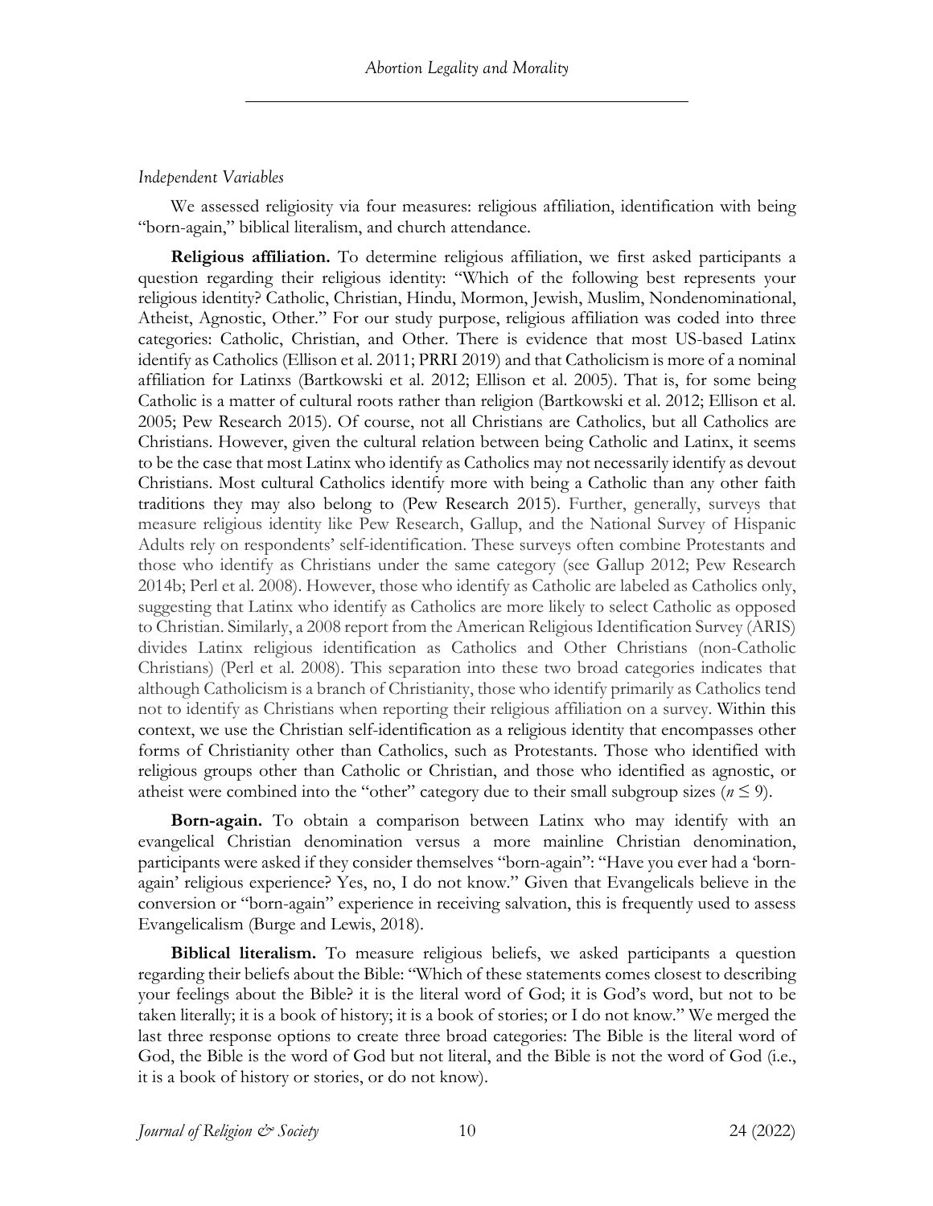*Independent Variables*

We assessed religiosity via four measures: religious affiliation, identification with being "born-again," biblical literalism, and church attendance.

**Religious affiliation.** To determine religious affiliation, we first asked participants a question regarding their religious identity: "Which of the following best represents your religious identity? Catholic, Christian, Hindu, Mormon, Jewish, Muslim, Nondenominational, Atheist, Agnostic, Other." For our study purpose, religious affiliation was coded into three categories: Catholic, Christian, and Other. There is evidence that most US-based Latinx identify as Catholics (Ellison et al. 2011; PRRI 2019) and that Catholicism is more of a nominal affiliation for Latinxs (Bartkowski et al. 2012; Ellison et al. 2005). That is, for some being Catholic is a matter of cultural roots rather than religion (Bartkowski et al. 2012; Ellison et al. 2005; Pew Research 2015). Of course, not all Christians are Catholics, but all Catholics are Christians. However, given the cultural relation between being Catholic and Latinx, it seems to be the case that most Latinx who identify as Catholics may not necessarily identify as devout Christians. Most cultural Catholics identify more with being a Catholic than any other faith traditions they may also belong to (Pew Research 2015). Further, generally, surveys that measure religious identity like Pew Research, Gallup, and the National Survey of Hispanic Adults rely on respondents' self-identification. These surveys often combine Protestants and those who identify as Christians under the same category (see Gallup 2012; Pew Research 2014b; Perl et al. 2008). However, those who identify as Catholic are labeled as Catholics only, suggesting that Latinx who identify as Catholics are more likely to select Catholic as opposed to Christian. Similarly, a 2008 report from the American Religious Identification Survey (ARIS) divides Latinx religious identification as Catholics and Other Christians (non-Catholic Christians) (Perl et al. 2008). This separation into these two broad categories indicates that although Catholicism is a branch of Christianity, those who identify primarily as Catholics tend not to identify as Christians when reporting their religious affiliation on a survey. Within this context, we use the Christian self-identification as a religious identity that encompasses other forms of Christianity other than Catholics, such as Protestants. Those who identified with religious groups other than Catholic or Christian, and those who identified as agnostic, or atheist were combined into the "other" category due to their small subgroup sizes ($n \leq 9$).

**Born-again.** To obtain a comparison between Latinx who may identify with an evangelical Christian denomination versus a more mainline Christian denomination, participants were asked if they consider themselves "born-again": "Have you ever had a 'born-again' religious experience? Yes, no, I do not know." Given that Evangelicals believe in the conversion or "born-again" experience in receiving salvation, this is frequently used to assess Evangelicalism (Burge and Lewis, 2018).

**Biblical literalism.** To measure religious beliefs, we asked participants a question regarding their beliefs about the Bible: "Which of these statements comes closest to describing your feelings about the Bible? it is the literal word of God; it is God's word, but not to be taken literally; it is a book of history; it is a book of stories; or I do not know." We merged the last three response options to create three broad categories: The Bible is the literal word of God, the Bible is the word of God but not literal, and the Bible is not the word of God (i.e., it is a book of history or stories, or do not know).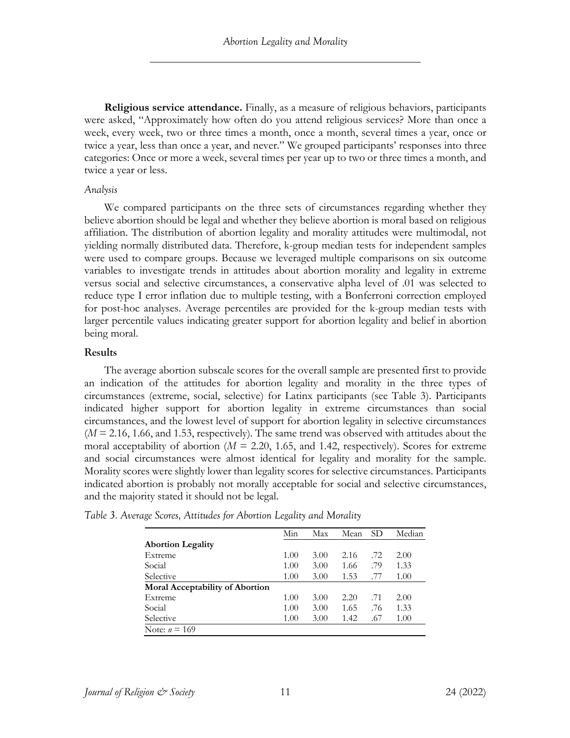**Religious service attendance.** Finally, as a measure of religious behaviors, participants were asked, "Approximately how often do you attend religious services? More than once a week, every week, two or three times a month, once a month, several times a year, once or twice a year, less than once a year, and never." We grouped participants' responses into three categories: Once or more a week, several times per year up to two or three times a month, and twice a year or less.

### *Analysis*

We compared participants on the three sets of circumstances regarding whether they believe abortion should be legal and whether they believe abortion is moral based on religious affiliation. The distribution of abortion legality and morality attitudes were multimodal, not yielding normally distributed data. Therefore, k-group median tests for independent samples were used to compare groups. Because we leveraged multiple comparisons on six outcome variables to investigate trends in attitudes about abortion morality and legality in extreme versus social and selective circumstances, a conservative alpha level of .01 was selected to reduce type I error inflation due to multiple testing, with a Bonferroni correction employed for post-hoc analyses. Average percentiles are provided for the k-group median tests with larger percentile values indicating greater support for abortion legality and belief in abortion being moral.

## Results

The average abortion subscale scores for the overall sample are presented first to provide an indication of the attitudes for abortion legality and morality in the three types of circumstances (extreme, social, selective) for Latinx participants (see Table 3). Participants indicated higher support for abortion legality in extreme circumstances than social circumstances, and the lowest level of support for abortion legality in selective circumstances ($M$ = 2.16, 1.66, and 1.53, respectively). The same trend was observed with attitudes about the moral acceptability of abortion ($M$ = 2.20, 1.65, and 1.42, respectively). Scores for extreme and social circumstances were almost identical for legality and morality for the sample. Morality scores were slightly lower than legality scores for selective circumstances. Participants indicated abortion is probably not morally acceptable for social and selective circumstances, and the majority stated it should not be legal.

*Table 3. Average Scores, Attitudes for Abortion Legality and Morality*

| | Min | Max | Mean | SD | Median |
|---|---|---|---|---|---|
| **Abortion Legality** | | | | | |
| Extreme | 1.00 | 3.00 | 2.16 | .72 | 2.00 |
| Social | 1.00 | 3.00 | 1.66 | .79 | 1.33 |
| Selective | 1.00 | 3.00 | 1.53 | .77 | 1.00 |
| **Moral Acceptability of Abortion** | | | | | |
| Extreme | 1.00 | 3.00 | 2.20 | .71 | 2.00 |
| Social | 1.00 | 3.00 | 1.65 | .76 | 1.33 |
| Selective | 1.00 | 3.00 | 1.42 | .67 | 1.00 |

Note: $n$ = 169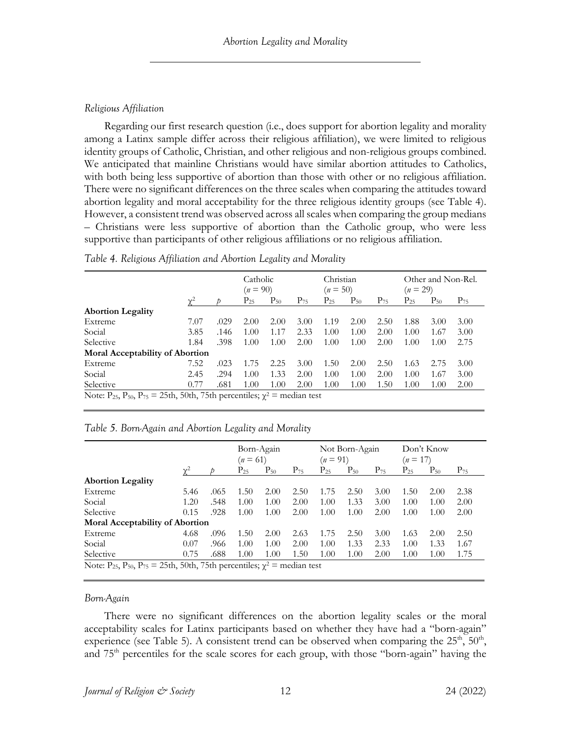### *Religious Affiliation*

Regarding our first research question (i.e., does support for abortion legality and morality among a Latinx sample differ across their religious affiliation), we were limited to religious identity groups of Catholic, Christian, and other religious and non-religious groups combined. We anticipated that mainline Christians would have similar abortion attitudes to Catholics, with both being less supportive of abortion than those with other or no religious affiliation. There were no significant differences on the three scales when comparing the attitudes toward abortion legality and moral acceptability for the three religious identity groups (see Table 4). However, a consistent trend was observed across all scales when comparing the group medians – Christians were less supportive of abortion than the Catholic group, who were less supportive than participants of other religious affiliations or no religious affiliation.

*Table 4. Religious Affiliation and Abortion Legality and Morality*

| | | | Catholic ($n$ = 90) | | | Christian ($n$ = 50) | | | Other and Non-Rel. ($n$ = 29) | | |
|---|---|---|---|---|---|---|---|---|---|---|---|
| | $\chi^2$ | $p$ | $P_{25}$ | $P_{50}$ | $P_{75}$ | $P_{25}$ | $P_{50}$ | $P_{75}$ | $P_{25}$ | $P_{50}$ | $P_{75}$ |
| **Abortion Legality** | | | | | | | | | | | |
| Extreme | 7.07 | .029 | 2.00 | 2.00 | 3.00 | 1.19 | 2.00 | 2.50 | 1.88 | 3.00 | 3.00 |
| Social | 3.85 | .146 | 1.00 | 1.17 | 2.33 | 1.00 | 1.00 | 2.00 | 1.00 | 1.67 | 3.00 |
| Selective | 1.84 | .398 | 1.00 | 1.00 | 2.00 | 1.00 | 1.00 | 2.00 | 1.00 | 1.00 | 2.75 |
| **Moral Acceptability of Abortion** | | | | | | | | | | | |
| Extreme | 7.52 | .023 | 1.75 | 2.25 | 3.00 | 1.50 | 2.00 | 2.50 | 1.63 | 2.75 | 3.00 |
| Social | 2.45 | .294 | 1.00 | 1.33 | 2.00 | 1.00 | 1.00 | 2.00 | 1.00 | 1.67 | 3.00 |
| Selective | 0.77 | .681 | 1.00 | 1.00 | 2.00 | 1.00 | 1.00 | 1.50 | 1.00 | 1.00 | 2.00 |

Note: $P_{25}$, $P_{50}$, $P_{75}$ = 25th, 50th, 75th percentiles; $\chi^2$ = median test

*Table 5. Born-Again and Abortion Legality and Morality*

| | | | Born-Again ($n$ = 61) | | | Not Born-Again ($n$ = 91) | | | Don't Know ($n$ = 17) | | |
|---|---|---|---|---|---|---|---|---|---|---|---|
| | $\chi^2$ | $p$ | $P_{25}$ | $P_{50}$ | $P_{75}$ | $P_{25}$ | $P_{50}$ | $P_{75}$ | $P_{25}$ | $P_{50}$ | $P_{75}$ |
| **Abortion Legality** | | | | | | | | | | | |
| Extreme | 5.46 | .065 | 1.50 | 2.00 | 2.50 | 1.75 | 2.50 | 3.00 | 1.50 | 2.00 | 2.38 |
| Social | 1.20 | .548 | 1.00 | 1.00 | 2.00 | 1.00 | 1.33 | 3.00 | 1.00 | 1.00 | 2.00 |
| Selective | 0.15 | .928 | 1.00 | 1.00 | 2.00 | 1.00 | 1.00 | 2.00 | 1.00 | 1.00 | 2.00 |
| **Moral Acceptability of Abortion** | | | | | | | | | | | |
| Extreme | 4.68 | .096 | 1.50 | 2.00 | 2.63 | 1.75 | 2.50 | 3.00 | 1.63 | 2.00 | 2.50 |
| Social | 0.07 | .966 | 1.00 | 1.00 | 2.00 | 1.00 | 1.33 | 2.33 | 1.00 | 1.33 | 1.67 |
| Selective | 0.75 | .688 | 1.00 | 1.00 | 1.50 | 1.00 | 1.00 | 2.00 | 1.00 | 1.00 | 1.75 |

Note: $P_{25}$, $P_{50}$, $P_{75}$ = 25th, 50th, 75th percentiles; $\chi^2$ = median test

### *Born-Again*

There were no significant differences on the abortion legality scales or the moral acceptability scales for Latinx participants based on whether they have had a "born-again" experience (see Table 5). A consistent trend can be observed when comparing the 25th, 50th, and 75th percentiles for the scale scores for each group, with those "born-again" having the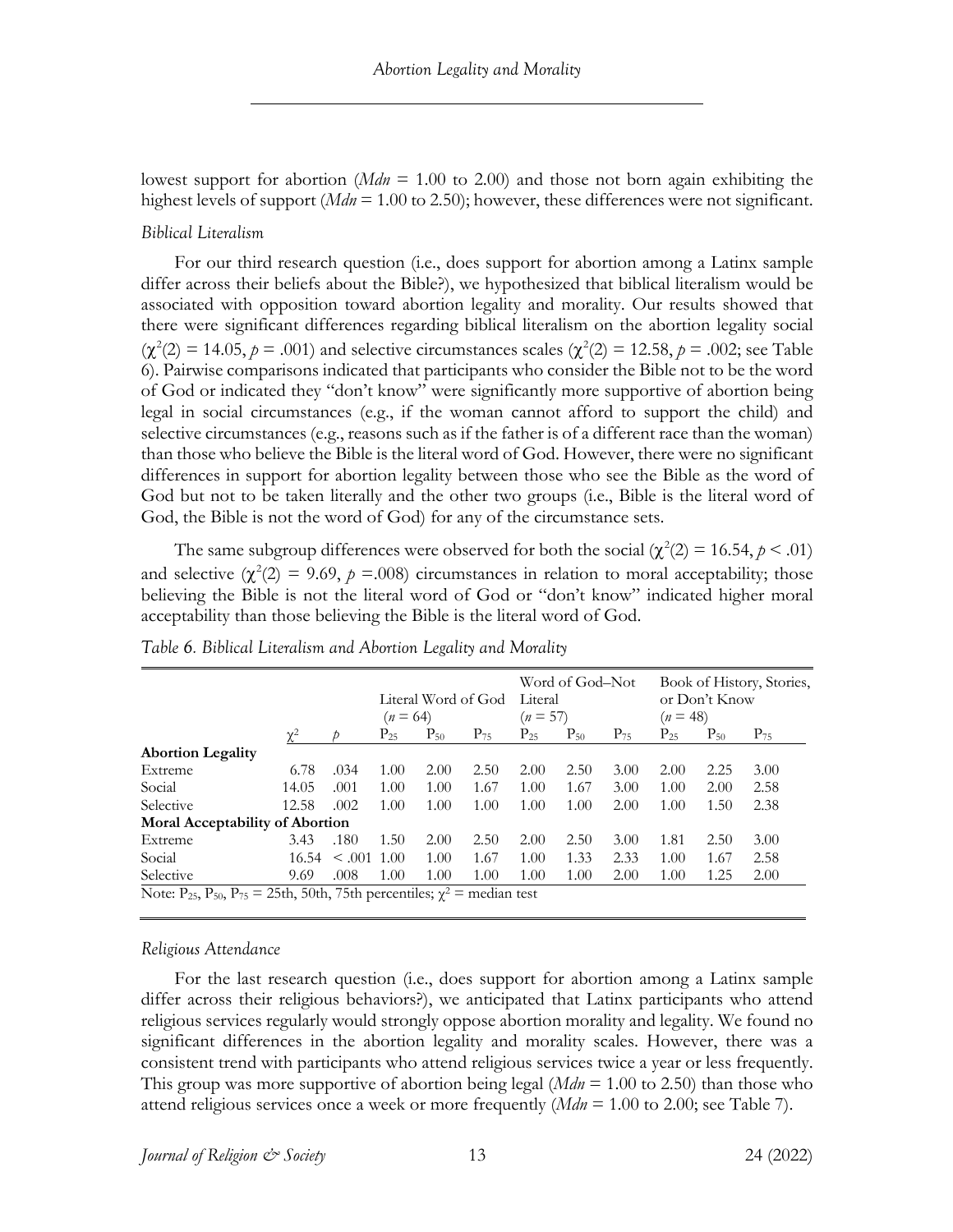lowest support for abortion (*Mdn* = 1.00 to 2.00) and those not born again exhibiting the highest levels of support (*Mdn* = 1.00 to 2.50); however, these differences were not significant.

### *Biblical Literalism*

For our third research question (i.e., does support for abortion among a Latinx sample differ across their beliefs about the Bible?), we hypothesized that biblical literalism would be associated with opposition toward abortion legality and morality. Our results showed that there were significant differences regarding biblical literalism on the abortion legality social ($\chi^2(2) = 14.05, p = .001$) and selective circumstances scales ($\chi^2(2) = 12.58, p = .002$; see Table 6). Pairwise comparisons indicated that participants who consider the Bible not to be the word of God or indicated they "don't know" were significantly more supportive of abortion being legal in social circumstances (e.g., if the woman cannot afford to support the child) and selective circumstances (e.g., reasons such as if the father is of a different race than the woman) than those who believe the Bible is the literal word of God. However, there were no significant differences in support for abortion legality between those who see the Bible as the word of God but not to be taken literally and the other two groups (i.e., Bible is the literal word of God, the Bible is not the word of God) for any of the circumstance sets.

The same subgroup differences were observed for both the social ($\chi^2(2) = 16.54, p < .01$) and selective ($\chi^2(2) = 9.69, p = .008$) circumstances in relation to moral acceptability; those believing the Bible is not the literal word of God or "don't know" indicated higher moral acceptability than those believing the Bible is the literal word of God.

*Table 6. Biblical Literalism and Abortion Legality and Morality*

| | | | Literal Word of God ($n$ = 64) | | | Word of God–Not Literal ($n$ = 57) | | | Book of History, Stories, or Don't Know ($n$ = 48) | | |
|---|---|---|---|---|---|---|---|---|---|---|---|
| | $\chi^2$ | $p$ | $P_{25}$ | $P_{50}$ | $P_{75}$ | $P_{25}$ | $P_{50}$ | $P_{75}$ | $P_{25}$ | $P_{50}$ | $P_{75}$ |
| **Abortion Legality** | | | | | | | | | | | |
| Extreme | 6.78 | .034 | 1.00 | 2.00 | 2.50 | 2.00 | 2.50 | 3.00 | 2.00 | 2.25 | 3.00 |
| Social | 14.05 | .001 | 1.00 | 1.00 | 1.67 | 1.00 | 1.67 | 3.00 | 1.00 | 2.00 | 2.58 |
| Selective | 12.58 | .002 | 1.00 | 1.00 | 1.00 | 1.00 | 1.00 | 2.00 | 1.00 | 1.50 | 2.38 |
| **Moral Acceptability of Abortion** | | | | | | | | | | | |
| Extreme | 3.43 | .180 | 1.50 | 2.00 | 2.50 | 2.00 | 2.50 | 3.00 | 1.81 | 2.50 | 3.00 |
| Social | 16.54 | < .001 | 1.00 | 1.00 | 1.67 | 1.00 | 1.33 | 2.33 | 1.00 | 1.67 | 2.58 |
| Selective | 9.69 | .008 | 1.00 | 1.00 | 1.00 | 1.00 | 1.00 | 2.00 | 1.00 | 1.25 | 2.00 |

Note: $P_{25}$, $P_{50}$, $P_{75}$ = 25th, 50th, 75th percentiles; $\chi^2$ = median test

### *Religious Attendance*

For the last research question (i.e., does support for abortion among a Latinx sample differ across their religious behaviors?), we anticipated that Latinx participants who attend religious services regularly would strongly oppose abortion morality and legality. We found no significant differences in the abortion legality and morality scales. However, there was a consistent trend with participants who attend religious services twice a year or less frequently. This group was more supportive of abortion being legal (*Mdn* = 1.00 to 2.50) than those who attend religious services once a week or more frequently (*Mdn* = 1.00 to 2.00; see Table 7).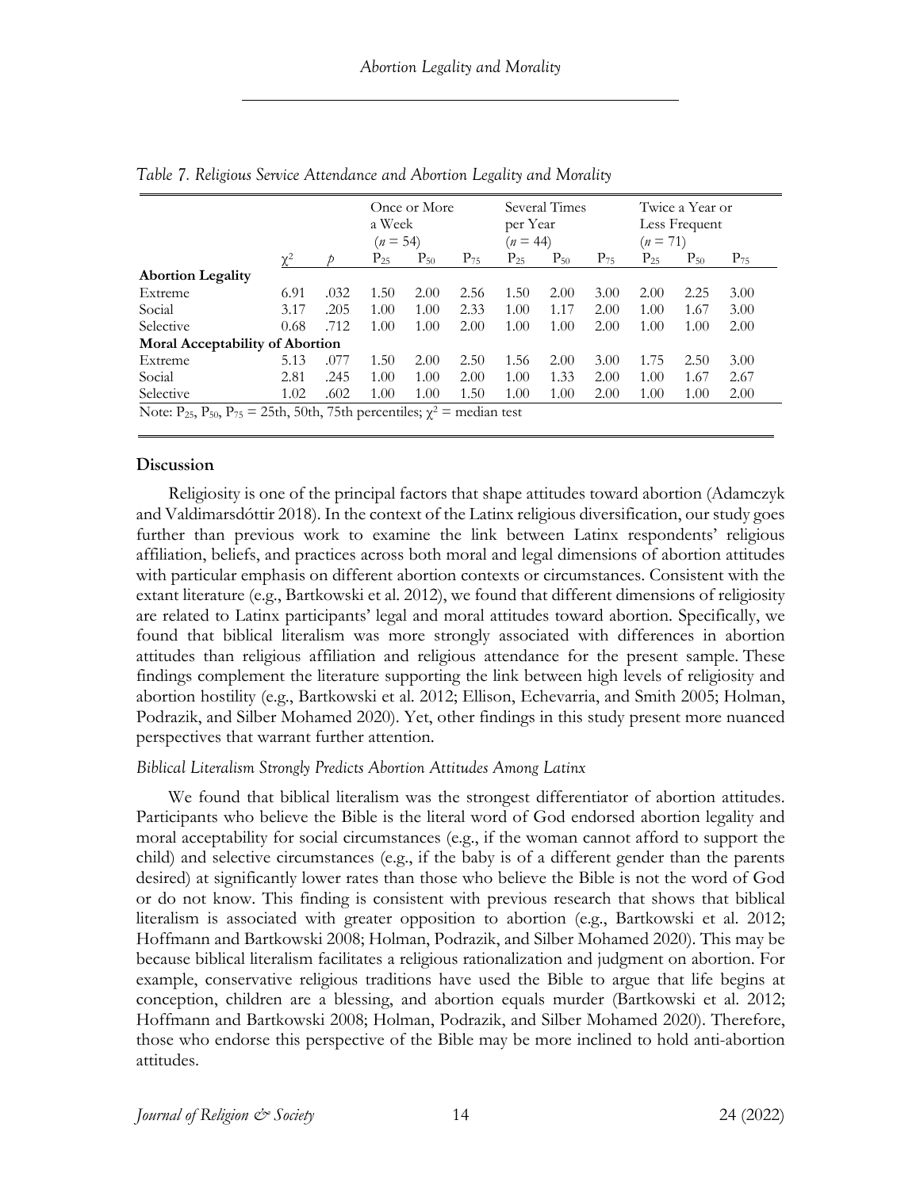*Table 7. Religious Service Attendance and Abortion Legality and Morality*

| | | | Once or More a Week ($n$ = 54) | | | Several Times per Year ($n$ = 44) | | | Twice a Year or Less Frequent ($n$ = 71) | | |
|---|---|---|---|---|---|---|---|---|---|---|---|
| | $\chi^2$ | $p$ | $P_{25}$ | $P_{50}$ | $P_{75}$ | $P_{25}$ | $P_{50}$ | $P_{75}$ | $P_{25}$ | $P_{50}$ | $P_{75}$ |
| **Abortion Legality** | | | | | | | | | | | |
| Extreme | 6.91 | .032 | 1.50 | 2.00 | 2.56 | 1.50 | 2.00 | 3.00 | 2.00 | 2.25 | 3.00 |
| Social | 3.17 | .205 | 1.00 | 1.00 | 2.33 | 1.00 | 1.17 | 2.00 | 1.00 | 1.67 | 3.00 |
| Selective | 0.68 | .712 | 1.00 | 1.00 | 2.00 | 1.00 | 1.00 | 2.00 | 1.00 | 1.00 | 2.00 |
| **Moral Acceptability of Abortion** | | | | | | | | | | | |
| Extreme | 5.13 | .077 | 1.50 | 2.00 | 2.50 | 1.56 | 2.00 | 3.00 | 1.75 | 2.50 | 3.00 |
| Social | 2.81 | .245 | 1.00 | 1.00 | 2.00 | 1.00 | 1.33 | 2.00 | 1.00 | 1.67 | 2.67 |
| Selective | 1.02 | .602 | 1.00 | 1.00 | 1.50 | 1.00 | 1.00 | 2.00 | 1.00 | 1.00 | 2.00 |

Note: $P_{25}$, $P_{50}$, $P_{75}$ = 25th, 50th, 75th percentiles; $\chi^2$ = median test

## Discussion

Religiosity is one of the principal factors that shape attitudes toward abortion (Adamczyk and Valdimarsdóttir 2018). In the context of the Latinx religious diversification, our study goes further than previous work to examine the link between Latinx respondents' religious affiliation, beliefs, and practices across both moral and legal dimensions of abortion attitudes with particular emphasis on different abortion contexts or circumstances. Consistent with the extant literature (e.g., Bartkowski et al. 2012), we found that different dimensions of religiosity are related to Latinx participants' legal and moral attitudes toward abortion. Specifically, we found that biblical literalism was more strongly associated with differences in abortion attitudes than religious affiliation and religious attendance for the present sample. These findings complement the literature supporting the link between high levels of religiosity and abortion hostility (e.g., Bartkowski et al. 2012; Ellison, Echevarria, and Smith 2005; Holman, Podrazik, and Silber Mohamed 2020). Yet, other findings in this study present more nuanced perspectives that warrant further attention.

### *Biblical Literalism Strongly Predicts Abortion Attitudes Among Latinx*

We found that biblical literalism was the strongest differentiator of abortion attitudes. Participants who believe the Bible is the literal word of God endorsed abortion legality and moral acceptability for social circumstances (e.g., if the woman cannot afford to support the child) and selective circumstances (e.g., if the baby is of a different gender than the parents desired) at significantly lower rates than those who believe the Bible is not the word of God or do not know. This finding is consistent with previous research that shows that biblical literalism is associated with greater opposition to abortion (e.g., Bartkowski et al. 2012; Hoffmann and Bartkowski 2008; Holman, Podrazik, and Silber Mohamed 2020). This may be because biblical literalism facilitates a religious rationalization and judgment on abortion. For example, conservative religious traditions have used the Bible to argue that life begins at conception, children are a blessing, and abortion equals murder (Bartkowski et al. 2012; Hoffmann and Bartkowski 2008; Holman, Podrazik, and Silber Mohamed 2020). Therefore, those who endorse this perspective of the Bible may be more inclined to hold anti-abortion attitudes.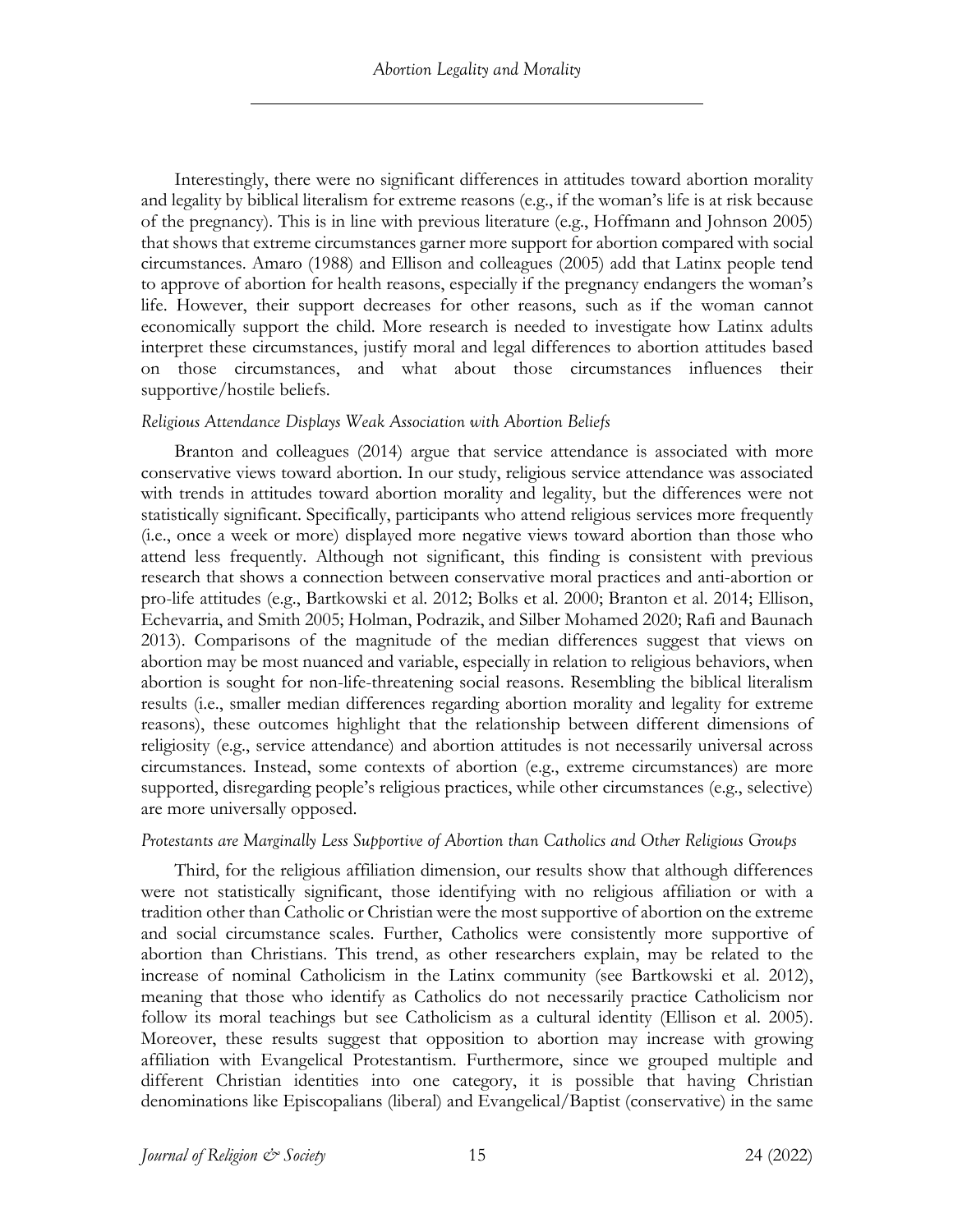Interestingly, there were no significant differences in attitudes toward abortion morality and legality by biblical literalism for extreme reasons (e.g., if the woman's life is at risk because of the pregnancy). This is in line with previous literature (e.g., Hoffmann and Johnson 2005) that shows that extreme circumstances garner more support for abortion compared with social circumstances. Amaro (1988) and Ellison and colleagues (2005) add that Latinx people tend to approve of abortion for health reasons, especially if the pregnancy endangers the woman's life. However, their support decreases for other reasons, such as if the woman cannot economically support the child. More research is needed to investigate how Latinx adults interpret these circumstances, justify moral and legal differences to abortion attitudes based on those circumstances, and what about those circumstances influences their supportive/hostile beliefs.

#### *Religious Attendance Displays Weak Association with Abortion Beliefs*

Branton and colleagues (2014) argue that service attendance is associated with more conservative views toward abortion. In our study, religious service attendance was associated with trends in attitudes toward abortion morality and legality, but the differences were not statistically significant. Specifically, participants who attend religious services more frequently (i.e., once a week or more) displayed more negative views toward abortion than those who attend less frequently. Although not significant, this finding is consistent with previous research that shows a connection between conservative moral practices and anti-abortion or pro-life attitudes (e.g., Bartkowski et al. 2012; Bolks et al. 2000; Branton et al. 2014; Ellison, Echevarria, and Smith 2005; Holman, Podrazik, and Silber Mohamed 2020; Rafi and Baunach 2013). Comparisons of the magnitude of the median differences suggest that views on abortion may be most nuanced and variable, especially in relation to religious behaviors, when abortion is sought for non-life-threatening social reasons. Resembling the biblical literalism results (i.e., smaller median differences regarding abortion morality and legality for extreme reasons), these outcomes highlight that the relationship between different dimensions of religiosity (e.g., service attendance) and abortion attitudes is not necessarily universal across circumstances. Instead, some contexts of abortion (e.g., extreme circumstances) are more supported, disregarding people's religious practices, while other circumstances (e.g., selective) are more universally opposed.

#### *Protestants are Marginally Less Supportive of Abortion than Catholics and Other Religious Groups*

Third, for the religious affiliation dimension, our results show that although differences were not statistically significant, those identifying with no religious affiliation or with a tradition other than Catholic or Christian were the most supportive of abortion on the extreme and social circumstance scales. Further, Catholics were consistently more supportive of abortion than Christians. This trend, as other researchers explain, may be related to the increase of nominal Catholicism in the Latinx community (see Bartkowski et al. 2012), meaning that those who identify as Catholics do not necessarily practice Catholicism nor follow its moral teachings but see Catholicism as a cultural identity (Ellison et al. 2005). Moreover, these results suggest that opposition to abortion may increase with growing affiliation with Evangelical Protestantism. Furthermore, since we grouped multiple and different Christian identities into one category, it is possible that having Christian denominations like Episcopalians (liberal) and Evangelical/Baptist (conservative) in the same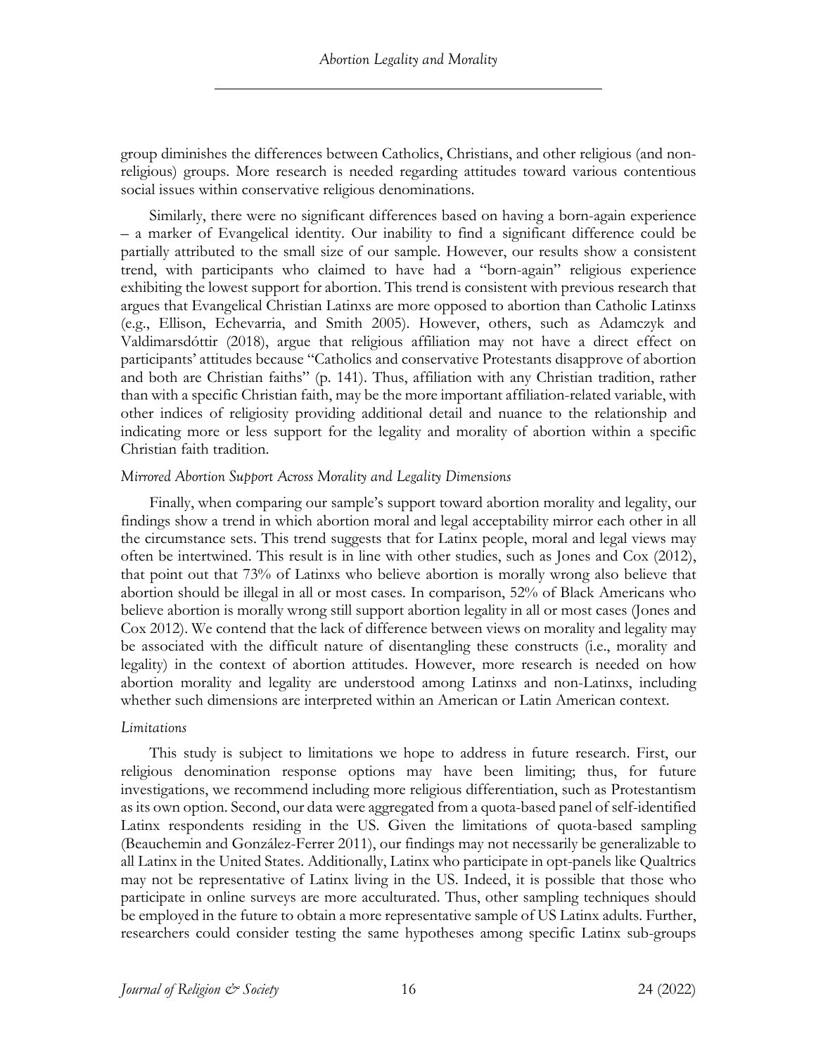group diminishes the differences between Catholics, Christians, and other religious (and non-religious) groups. More research is needed regarding attitudes toward various contentious social issues within conservative religious denominations.

Similarly, there were no significant differences based on having a born-again experience – a marker of Evangelical identity. Our inability to find a significant difference could be partially attributed to the small size of our sample. However, our results show a consistent trend, with participants who claimed to have had a "born-again" religious experience exhibiting the lowest support for abortion. This trend is consistent with previous research that argues that Evangelical Christian Latinxs are more opposed to abortion than Catholic Latinxs (e.g., Ellison, Echevarria, and Smith 2005). However, others, such as Adamczyk and Valdimarsdóttir (2018), argue that religious affiliation may not have a direct effect on participants' attitudes because "Catholics and conservative Protestants disapprove of abortion and both are Christian faiths" (p. 141). Thus, affiliation with any Christian tradition, rather than with a specific Christian faith, may be the more important affiliation-related variable, with other indices of religiosity providing additional detail and nuance to the relationship and indicating more or less support for the legality and morality of abortion within a specific Christian faith tradition.

### *Mirrored Abortion Support Across Morality and Legality Dimensions*

Finally, when comparing our sample's support toward abortion morality and legality, our findings show a trend in which abortion moral and legal acceptability mirror each other in all the circumstance sets. This trend suggests that for Latinx people, moral and legal views may often be intertwined. This result is in line with other studies, such as Jones and Cox (2012), that point out that 73% of Latinxs who believe abortion is morally wrong also believe that abortion should be illegal in all or most cases. In comparison, 52% of Black Americans who believe abortion is morally wrong still support abortion legality in all or most cases (Jones and Cox 2012). We contend that the lack of difference between views on morality and legality may be associated with the difficult nature of disentangling these constructs (i.e., morality and legality) in the context of abortion attitudes. However, more research is needed on how abortion morality and legality are understood among Latinxs and non-Latinxs, including whether such dimensions are interpreted within an American or Latin American context.

### *Limitations*

This study is subject to limitations we hope to address in future research. First, our religious denomination response options may have been limiting; thus, for future investigations, we recommend including more religious differentiation, such as Protestantism as its own option. Second, our data were aggregated from a quota-based panel of self-identified Latinx respondents residing in the US. Given the limitations of quota-based sampling (Beauchemin and González-Ferrer 2011), our findings may not necessarily be generalizable to all Latinx in the United States. Additionally, Latinx who participate in opt-panels like Qualtrics may not be representative of Latinx living in the US. Indeed, it is possible that those who participate in online surveys are more acculturated. Thus, other sampling techniques should be employed in the future to obtain a more representative sample of US Latinx adults. Further, researchers could consider testing the same hypotheses among specific Latinx sub-groups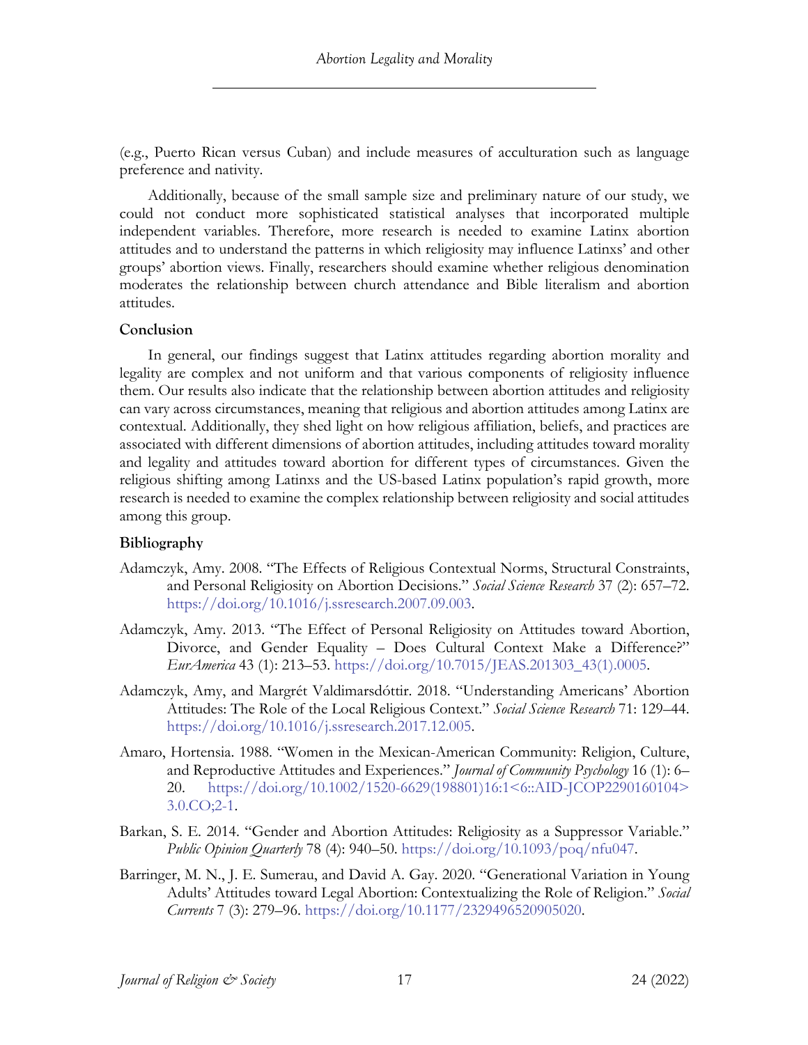(e.g., Puerto Rican versus Cuban) and include measures of acculturation such as language preference and nativity.

Additionally, because of the small sample size and preliminary nature of our study, we could not conduct more sophisticated statistical analyses that incorporated multiple independent variables. Therefore, more research is needed to examine Latinx abortion attitudes and to understand the patterns in which religiosity may influence Latinxs' and other groups' abortion views. Finally, researchers should examine whether religious denomination moderates the relationship between church attendance and Bible literalism and abortion attitudes.

### Conclusion

In general, our findings suggest that Latinx attitudes regarding abortion morality and legality are complex and not uniform and that various components of religiosity influence them. Our results also indicate that the relationship between abortion attitudes and religiosity can vary across circumstances, meaning that religious and abortion attitudes among Latinx are contextual. Additionally, they shed light on how religious affiliation, beliefs, and practices are associated with different dimensions of abortion attitudes, including attitudes toward morality and legality and attitudes toward abortion for different types of circumstances. Given the religious shifting among Latinxs and the US-based Latinx population's rapid growth, more research is needed to examine the complex relationship between religiosity and social attitudes among this group.

### Bibliography

Adamczyk, Amy. 2008. "The Effects of Religious Contextual Norms, Structural Constraints, and Personal Religiosity on Abortion Decisions." *Social Science Research* 37 (2): 657–72. https://doi.org/10.1016/j.ssresearch.2007.09.003.

Adamczyk, Amy. 2013. "The Effect of Personal Religiosity on Attitudes toward Abortion, Divorce, and Gender Equality – Does Cultural Context Make a Difference?" *EurAmerica* 43 (1): 213–53. https://doi.org/10.7015/JEAS.201303_43(1).0005.

Adamczyk, Amy, and Margrét Valdimarsdóttir. 2018. "Understanding Americans' Abortion Attitudes: The Role of the Local Religious Context." *Social Science Research* 71: 129–44. https://doi.org/10.1016/j.ssresearch.2017.12.005.

Amaro, Hortensia. 1988. "Women in the Mexican-American Community: Religion, Culture, and Reproductive Attitudes and Experiences." *Journal of Community Psychology* 16 (1): 6–20. https://doi.org/10.1002/1520-6629(198801)16:1<6::AID-JCOP2290160104>3.0.CO;2-1.

Barkan, S. E. 2014. "Gender and Abortion Attitudes: Religiosity as a Suppressor Variable." *Public Opinion Quarterly* 78 (4): 940–50. https://doi.org/10.1093/poq/nfu047.

Barringer, M. N., J. E. Sumerau, and David A. Gay. 2020. "Generational Variation in Young Adults' Attitudes toward Legal Abortion: Contextualizing the Role of Religion." *Social Currents* 7 (3): 279–96. https://doi.org/10.1177/2329496520905020.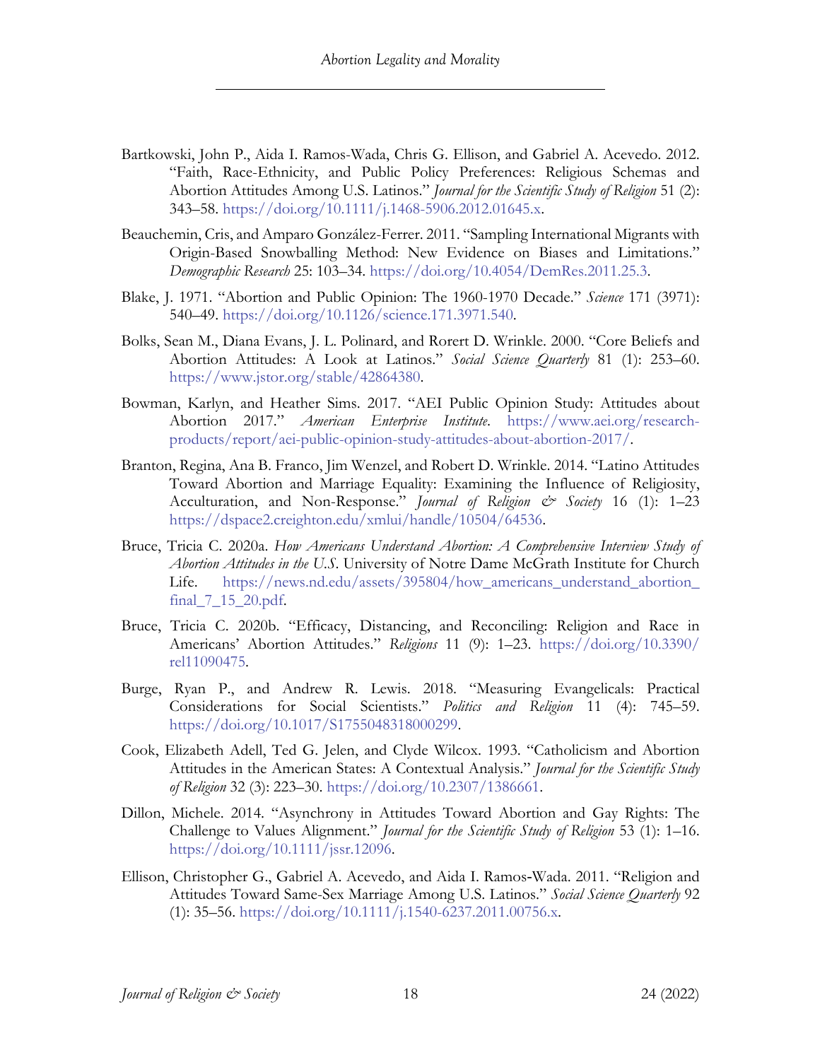Bartkowski, John P., Aida I. Ramos-Wada, Chris G. Ellison, and Gabriel A. Acevedo. 2012. "Faith, Race-Ethnicity, and Public Policy Preferences: Religious Schemas and Abortion Attitudes Among U.S. Latinos." *Journal for the Scientific Study of Religion* 51 (2): 343–58. https://doi.org/10.1111/j.1468-5906.2012.01645.x.

Beauchemin, Cris, and Amparo González-Ferrer. 2011. "Sampling International Migrants with Origin-Based Snowballing Method: New Evidence on Biases and Limitations." *Demographic Research* 25: 103–34. https://doi.org/10.4054/DemRes.2011.25.3.

Blake, J. 1971. "Abortion and Public Opinion: The 1960-1970 Decade." *Science* 171 (3971): 540–49. https://doi.org/10.1126/science.171.3971.540.

Bolks, Sean M., Diana Evans, J. L. Polinard, and Rorert D. Wrinkle. 2000. "Core Beliefs and Abortion Attitudes: A Look at Latinos." *Social Science Quarterly* 81 (1): 253–60. https://www.jstor.org/stable/42864380.

Bowman, Karlyn, and Heather Sims. 2017. "AEI Public Opinion Study: Attitudes about Abortion 2017." *American Enterprise Institute*. https://www.aei.org/research-products/report/aei-public-opinion-study-attitudes-about-abortion-2017/.

Branton, Regina, Ana B. Franco, Jim Wenzel, and Robert D. Wrinkle. 2014. "Latino Attitudes Toward Abortion and Marriage Equality: Examining the Influence of Religiosity, Acculturation, and Non-Response." *Journal of Religion & Society* 16 (1): 1–23 https://dspace2.creighton.edu/xmlui/handle/10504/64536.

Bruce, Tricia C. 2020a. *How Americans Understand Abortion: A Comprehensive Interview Study of Abortion Attitudes in the U.S.* University of Notre Dame McGrath Institute for Church Life. https://news.nd.edu/assets/395804/how_americans_understand_abortion_final_7_15_20.pdf.

Bruce, Tricia C. 2020b. "Efficacy, Distancing, and Reconciling: Religion and Race in Americans' Abortion Attitudes." *Religions* 11 (9): 1–23. https://doi.org/10.3390/rel11090475.

Burge, Ryan P., and Andrew R. Lewis. 2018. "Measuring Evangelicals: Practical Considerations for Social Scientists." *Politics and Religion* 11 (4): 745–59. https://doi.org/10.1017/S1755048318000299.

Cook, Elizabeth Adell, Ted G. Jelen, and Clyde Wilcox. 1993. "Catholicism and Abortion Attitudes in the American States: A Contextual Analysis." *Journal for the Scientific Study of Religion* 32 (3): 223–30. https://doi.org/10.2307/1386661.

Dillon, Michele. 2014. "Asynchrony in Attitudes Toward Abortion and Gay Rights: The Challenge to Values Alignment." *Journal for the Scientific Study of Religion* 53 (1): 1–16. https://doi.org/10.1111/jssr.12096.

Ellison, Christopher G., Gabriel A. Acevedo, and Aida I. Ramos-Wada. 2011. "Religion and Attitudes Toward Same-Sex Marriage Among U.S. Latinos." *Social Science Quarterly* 92 (1): 35–56. https://doi.org/10.1111/j.1540-6237.2011.00756.x.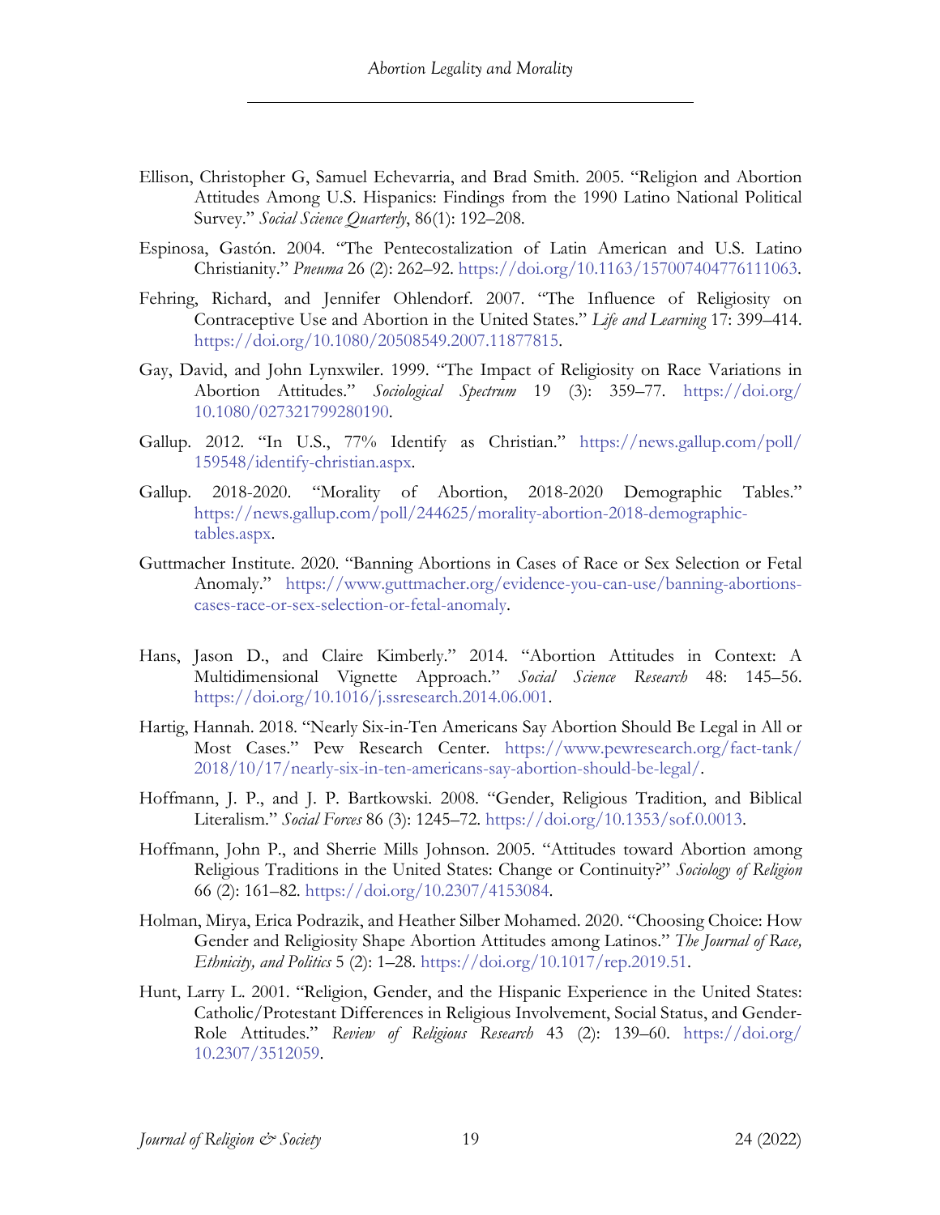Ellison, Christopher G, Samuel Echevarria, and Brad Smith. 2005. "Religion and Abortion Attitudes Among U.S. Hispanics: Findings from the 1990 Latino National Political Survey." *Social Science Quarterly*, 86(1): 192–208.

Espinosa, Gastón. 2004. "The Pentecostalization of Latin American and U.S. Latino Christianity." *Pneuma* 26 (2): 262–92. https://doi.org/10.1163/157007404776111063.

Fehring, Richard, and Jennifer Ohlendorf. 2007. "The Influence of Religiosity on Contraceptive Use and Abortion in the United States." *Life and Learning* 17: 399–414. https://doi.org/10.1080/20508549.2007.11877815.

Gay, David, and John Lynxwiler. 1999. "The Impact of Religiosity on Race Variations in Abortion Attitudes." *Sociological Spectrum* 19 (3): 359–77. https://doi.org/10.1080/027321799280190.

Gallup. 2012. "In U.S., 77% Identify as Christian." https://news.gallup.com/poll/159548/identify-christian.aspx.

Gallup. 2018-2020. "Morality of Abortion, 2018-2020 Demographic Tables." https://news.gallup.com/poll/244625/morality-abortion-2018-demographic-tables.aspx.

Guttmacher Institute. 2020. "Banning Abortions in Cases of Race or Sex Selection or Fetal Anomaly." https://www.guttmacher.org/evidence-you-can-use/banning-abortions-cases-race-or-sex-selection-or-fetal-anomaly.

Hans, Jason D., and Claire Kimberly." 2014. "Abortion Attitudes in Context: A Multidimensional Vignette Approach." *Social Science Research* 48: 145–56. https://doi.org/10.1016/j.ssresearch.2014.06.001.

Hartig, Hannah. 2018. "Nearly Six-in-Ten Americans Say Abortion Should Be Legal in All or Most Cases." Pew Research Center. https://www.pewresearch.org/fact-tank/2018/10/17/nearly-six-in-ten-americans-say-abortion-should-be-legal/.

Hoffmann, J. P., and J. P. Bartkowski. 2008. "Gender, Religious Tradition, and Biblical Literalism." *Social Forces* 86 (3): 1245–72. https://doi.org/10.1353/sof.0.0013.

Hoffmann, John P., and Sherrie Mills Johnson. 2005. "Attitudes toward Abortion among Religious Traditions in the United States: Change or Continuity?" *Sociology of Religion* 66 (2): 161–82. https://doi.org/10.2307/4153084.

Holman, Mirya, Erica Podrazik, and Heather Silber Mohamed. 2020. "Choosing Choice: How Gender and Religiosity Shape Abortion Attitudes among Latinos." *The Journal of Race, Ethnicity, and Politics* 5 (2): 1–28. https://doi.org/10.1017/rep.2019.51.

Hunt, Larry L. 2001. "Religion, Gender, and the Hispanic Experience in the United States: Catholic/Protestant Differences in Religious Involvement, Social Status, and Gender-Role Attitudes." *Review of Religious Research* 43 (2): 139–60. https://doi.org/10.2307/3512059.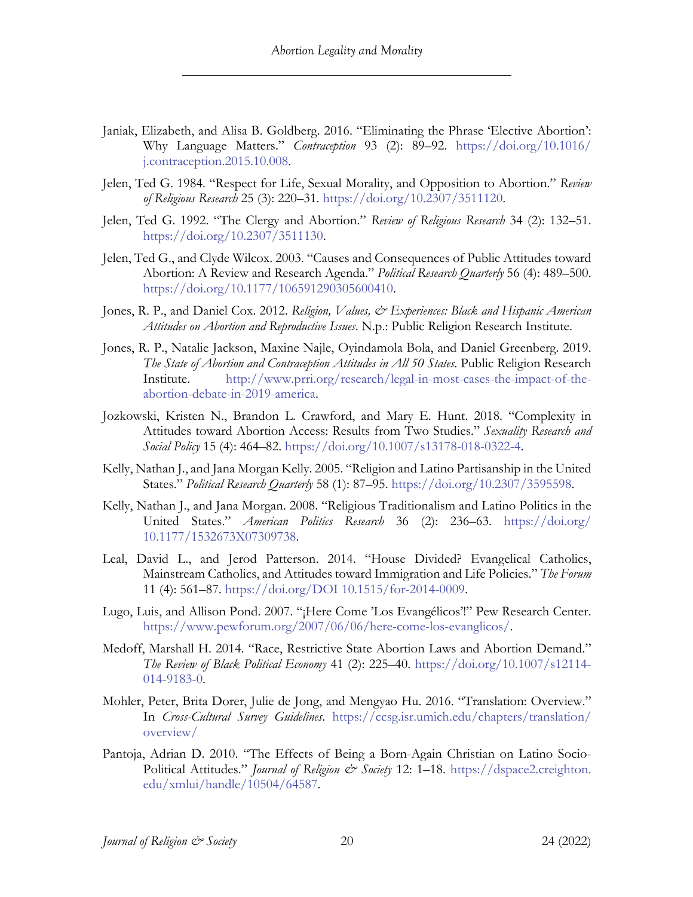Janiak, Elizabeth, and Alisa B. Goldberg. 2016. "Eliminating the Phrase 'Elective Abortion': Why Language Matters." *Contraception* 93 (2): 89–92. https://doi.org/10.1016/j.contraception.2015.10.008.

Jelen, Ted G. 1984. "Respect for Life, Sexual Morality, and Opposition to Abortion." *Review of Religious Research* 25 (3): 220–31. https://doi.org/10.2307/3511120.

Jelen, Ted G. 1992. "The Clergy and Abortion." *Review of Religious Research* 34 (2): 132–51. https://doi.org/10.2307/3511130.

Jelen, Ted G., and Clyde Wilcox. 2003. "Causes and Consequences of Public Attitudes toward Abortion: A Review and Research Agenda." *Political Research Quarterly* 56 (4): 489–500. https://doi.org/10.1177/106591290305600410.

Jones, R. P., and Daniel Cox. 2012. *Religion, Values, & Experiences: Black and Hispanic American Attitudes on Abortion and Reproductive Issues*. N.p.: Public Religion Research Institute.

Jones, R. P., Natalie Jackson, Maxine Najle, Oyindamola Bola, and Daniel Greenberg. 2019. *The State of Abortion and Contraception Attitudes in All 50 States*. Public Religion Research Institute. http://www.prri.org/research/legal-in-most-cases-the-impact-of-the-abortion-debate-in-2019-america.

Jozkowski, Kristen N., Brandon L. Crawford, and Mary E. Hunt. 2018. "Complexity in Attitudes toward Abortion Access: Results from Two Studies." *Sexuality Research and Social Policy* 15 (4): 464–82. https://doi.org/10.1007/s13178-018-0322-4.

Kelly, Nathan J., and Jana Morgan Kelly. 2005. "Religion and Latino Partisanship in the United States." *Political Research Quarterly* 58 (1): 87–95. https://doi.org/10.2307/3595598.

Kelly, Nathan J., and Jana Morgan. 2008. "Religious Traditionalism and Latino Politics in the United States." *American Politics Research* 36 (2): 236–63. https://doi.org/10.1177/1532673X07309738.

Leal, David L., and Jerod Patterson. 2014. "House Divided? Evangelical Catholics, Mainstream Catholics, and Attitudes toward Immigration and Life Policies." *The Forum* 11 (4): 561–87. https://doi.org/DOI 10.1515/for-2014-0009.

Lugo, Luis, and Allison Pond. 2007. "¡Here Come 'Los Evangélicos'!" Pew Research Center. https://www.pewforum.org/2007/06/06/here-come-los-evanglicos/.

Medoff, Marshall H. 2014. "Race, Restrictive State Abortion Laws and Abortion Demand." *The Review of Black Political Economy* 41 (2): 225–40. https://doi.org/10.1007/s12114-014-9183-0.

Mohler, Peter, Brita Dorer, Julie de Jong, and Mengyao Hu. 2016. "Translation: Overview." In *Cross-Cultural Survey Guidelines*. https://ccsg.isr.umich.edu/chapters/translation/overview/

Pantoja, Adrian D. 2010. "The Effects of Being a Born-Again Christian on Latino Socio-Political Attitudes." *Journal of Religion & Society* 12: 1–18. https://dspace2.creighton.edu/xmlui/handle/10504/64587.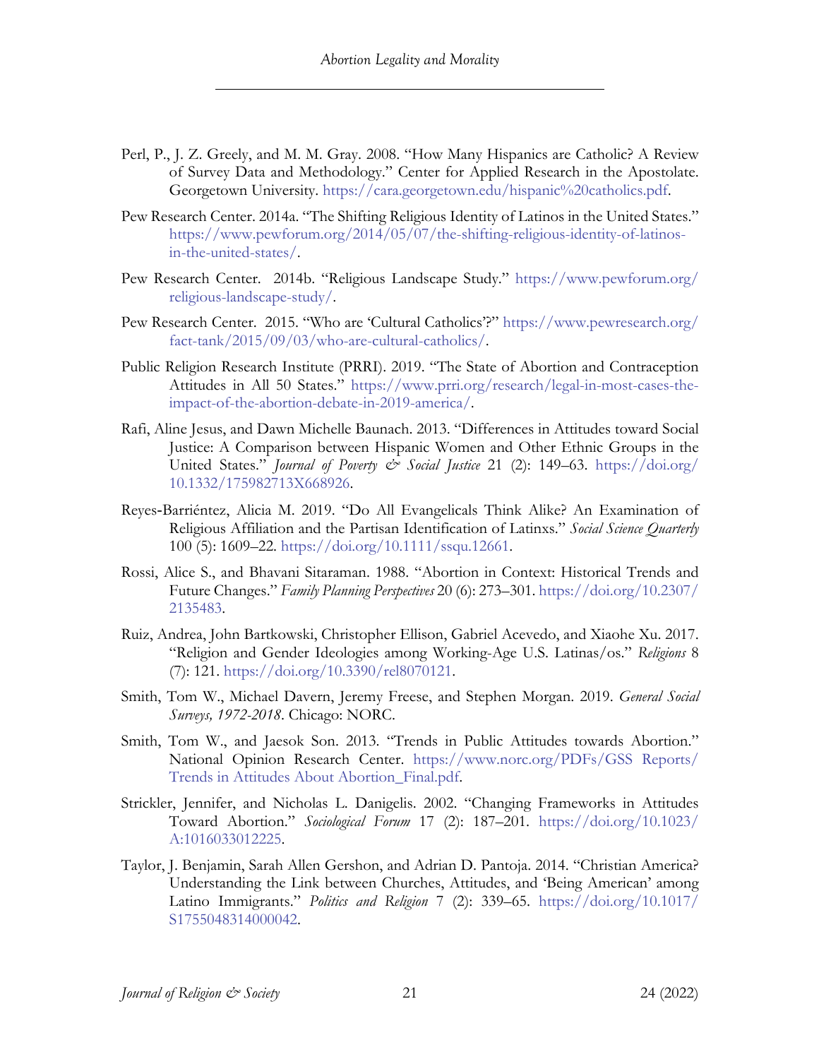Perl, P., J. Z. Greely, and M. M. Gray. 2008. "How Many Hispanics are Catholic? A Review of Survey Data and Methodology." Center for Applied Research in the Apostolate. Georgetown University. https://cara.georgetown.edu/hispanic%20catholics.pdf.

Pew Research Center. 2014a. "The Shifting Religious Identity of Latinos in the United States." https://www.pewforum.org/2014/05/07/the-shifting-religious-identity-of-latinos-in-the-united-states/.

Pew Research Center. 2014b. "Religious Landscape Study." https://www.pewforum.org/religious-landscape-study/.

Pew Research Center. 2015. "Who are 'Cultural Catholics'?" https://www.pewresearch.org/fact-tank/2015/09/03/who-are-cultural-catholics/.

Public Religion Research Institute (PRRI). 2019. "The State of Abortion and Contraception Attitudes in All 50 States." https://www.prri.org/research/legal-in-most-cases-the-impact-of-the-abortion-debate-in-2019-america/.

Rafi, Aline Jesus, and Dawn Michelle Baunach. 2013. "Differences in Attitudes toward Social Justice: A Comparison between Hispanic Women and Other Ethnic Groups in the United States." *Journal of Poverty & Social Justice* 21 (2): 149–63. https://doi.org/10.1332/175982713X668926.

Reyes-Barriéntez, Alicia M. 2019. "Do All Evangelicals Think Alike? An Examination of Religious Affiliation and the Partisan Identification of Latinxs." *Social Science Quarterly* 100 (5): 1609–22. https://doi.org/10.1111/ssqu.12661.

Rossi, Alice S., and Bhavani Sitaraman. 1988. "Abortion in Context: Historical Trends and Future Changes." *Family Planning Perspectives* 20 (6): 273–301. https://doi.org/10.2307/2135483.

Ruiz, Andrea, John Bartkowski, Christopher Ellison, Gabriel Acevedo, and Xiaohe Xu. 2017. "Religion and Gender Ideologies among Working-Age U.S. Latinas/os." *Religions* 8 (7): 121. https://doi.org/10.3390/rel8070121.

Smith, Tom W., Michael Davern, Jeremy Freese, and Stephen Morgan. 2019. *General Social Surveys, 1972-2018*. Chicago: NORC.

Smith, Tom W., and Jaesok Son. 2013. "Trends in Public Attitudes towards Abortion." National Opinion Research Center. https://www.norc.org/PDFs/GSS Reports/Trends in Attitudes About Abortion_Final.pdf.

Strickler, Jennifer, and Nicholas L. Danigelis. 2002. "Changing Frameworks in Attitudes Toward Abortion." *Sociological Forum* 17 (2): 187–201. https://doi.org/10.1023/A:1016033012225.

Taylor, J. Benjamin, Sarah Allen Gershon, and Adrian D. Pantoja. 2014. "Christian America? Understanding the Link between Churches, Attitudes, and 'Being American' among Latino Immigrants." *Politics and Religion* 7 (2): 339–65. https://doi.org/10.1017/S1755048314000042.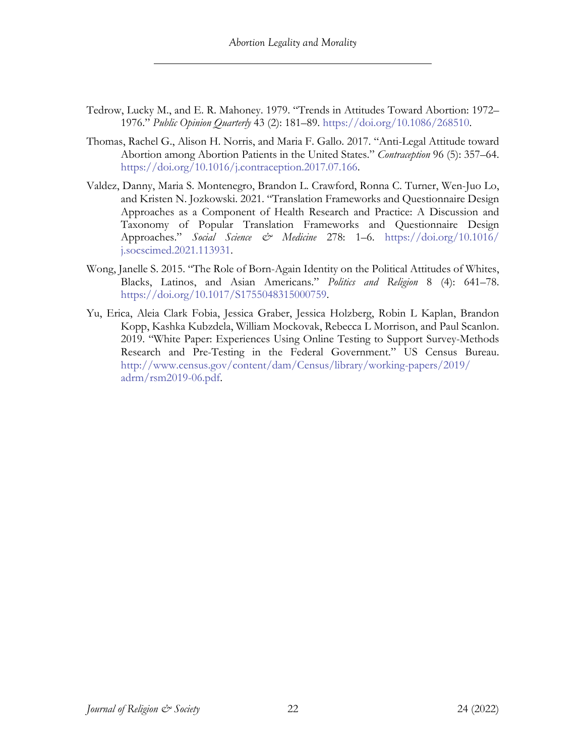Tedrow, Lucky M., and E. R. Mahoney. 1979. "Trends in Attitudes Toward Abortion: 1972–1976." *Public Opinion Quarterly* 43 (2): 181–89. https://doi.org/10.1086/268510.

Thomas, Rachel G., Alison H. Norris, and Maria F. Gallo. 2017. "Anti-Legal Attitude toward Abortion among Abortion Patients in the United States." *Contraception* 96 (5): 357–64. https://doi.org/10.1016/j.contraception.2017.07.166.

Valdez, Danny, Maria S. Montenegro, Brandon L. Crawford, Ronna C. Turner, Wen-Juo Lo, and Kristen N. Jozkowski. 2021. "Translation Frameworks and Questionnaire Design Approaches as a Component of Health Research and Practice: A Discussion and Taxonomy of Popular Translation Frameworks and Questionnaire Design Approaches." *Social Science & Medicine* 278: 1–6. https://doi.org/10.1016/j.socscimed.2021.113931.

Wong, Janelle S. 2015. "The Role of Born-Again Identity on the Political Attitudes of Whites, Blacks, Latinos, and Asian Americans." *Politics and Religion* 8 (4): 641–78. https://doi.org/10.1017/S1755048315000759.

Yu, Erica, Aleia Clark Fobia, Jessica Graber, Jessica Holzberg, Robin L Kaplan, Brandon Kopp, Kashka Kubzdela, William Mockovak, Rebecca L Morrison, and Paul Scanlon. 2019. "White Paper: Experiences Using Online Testing to Support Survey-Methods Research and Pre-Testing in the Federal Government." US Census Bureau. http://www.census.gov/content/dam/Census/library/working-papers/2019/adrm/rsm2019-06.pdf.